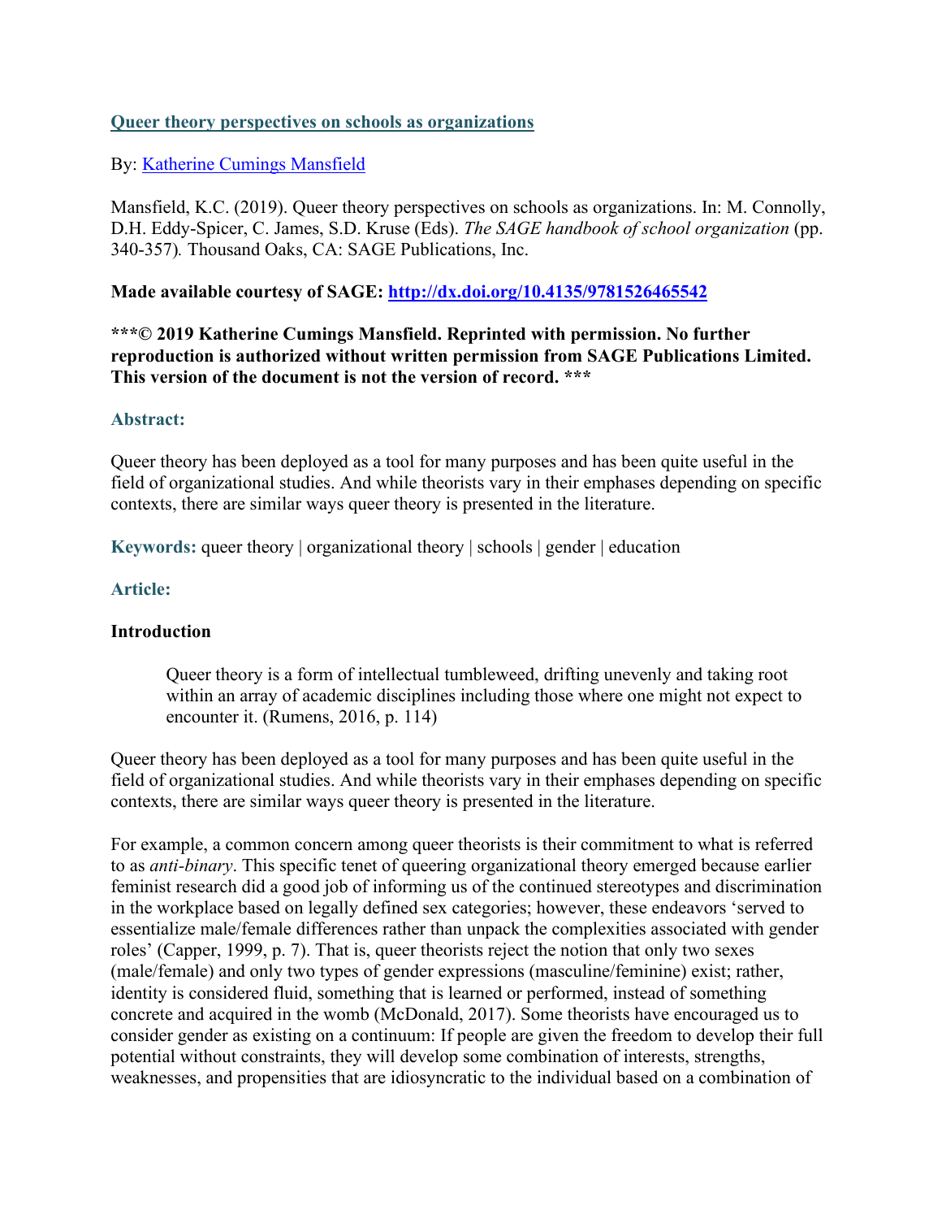# [Queer theory perspectives on schools as organizations]

By: [Katherine Cumings Mansfield]

Mansfield, K.C. (2019). Queer theory perspectives on schools as organizations. In: M. Connolly, D.H. Eddy-Spicer, C. James, S.D. Kruse (Eds). *The SAGE handbook of school organization* (pp. 340-357). Thousand Oaks, CA: SAGE Publications, Inc.

**Made available courtesy of SAGE: [http://dx.doi.org/10.4135/9781526465542](http://dx.doi.org/10.4135/9781526465542)**

**\*\*\*© 2019 Katherine Cumings Mansfield. Reprinted with permission. No further reproduction is authorized without written permission from SAGE Publications Limited. This version of the document is not the version of record. \*\*\***

## Abstract:

Queer theory has been deployed as a tool for many purposes and has been quite useful in the field of organizational studies. And while theorists vary in their emphases depending on specific contexts, there are similar ways queer theory is presented in the literature.

**Keywords:** queer theory | organizational theory | schools | gender | education

## Article:

### Introduction

> Queer theory is a form of intellectual tumbleweed, drifting unevenly and taking root within an array of academic disciplines including those where one might not expect to encounter it. (Rumens, 2016, p. 114)

Queer theory has been deployed as a tool for many purposes and has been quite useful in the field of organizational studies. And while theorists vary in their emphases depending on specific contexts, there are similar ways queer theory is presented in the literature.

For example, a common concern among queer theorists is their commitment to what is referred to as *anti-binary*. This specific tenet of queering organizational theory emerged because earlier feminist research did a good job of informing us of the continued stereotypes and discrimination in the workplace based on legally defined sex categories; however, these endeavors 'served to essentialize male/female differences rather than unpack the complexities associated with gender roles' (Capper, 1999, p. 7). That is, queer theorists reject the notion that only two sexes (male/female) and only two types of gender expressions (masculine/feminine) exist; rather, identity is considered fluid, something that is learned or performed, instead of something concrete and acquired in the womb (McDonald, 2017). Some theorists have encouraged us to consider gender as existing on a continuum: If people are given the freedom to develop their full potential without constraints, they will develop some combination of interests, strengths, weaknesses, and propensities that are idiosyncratic to the individual based on a combination of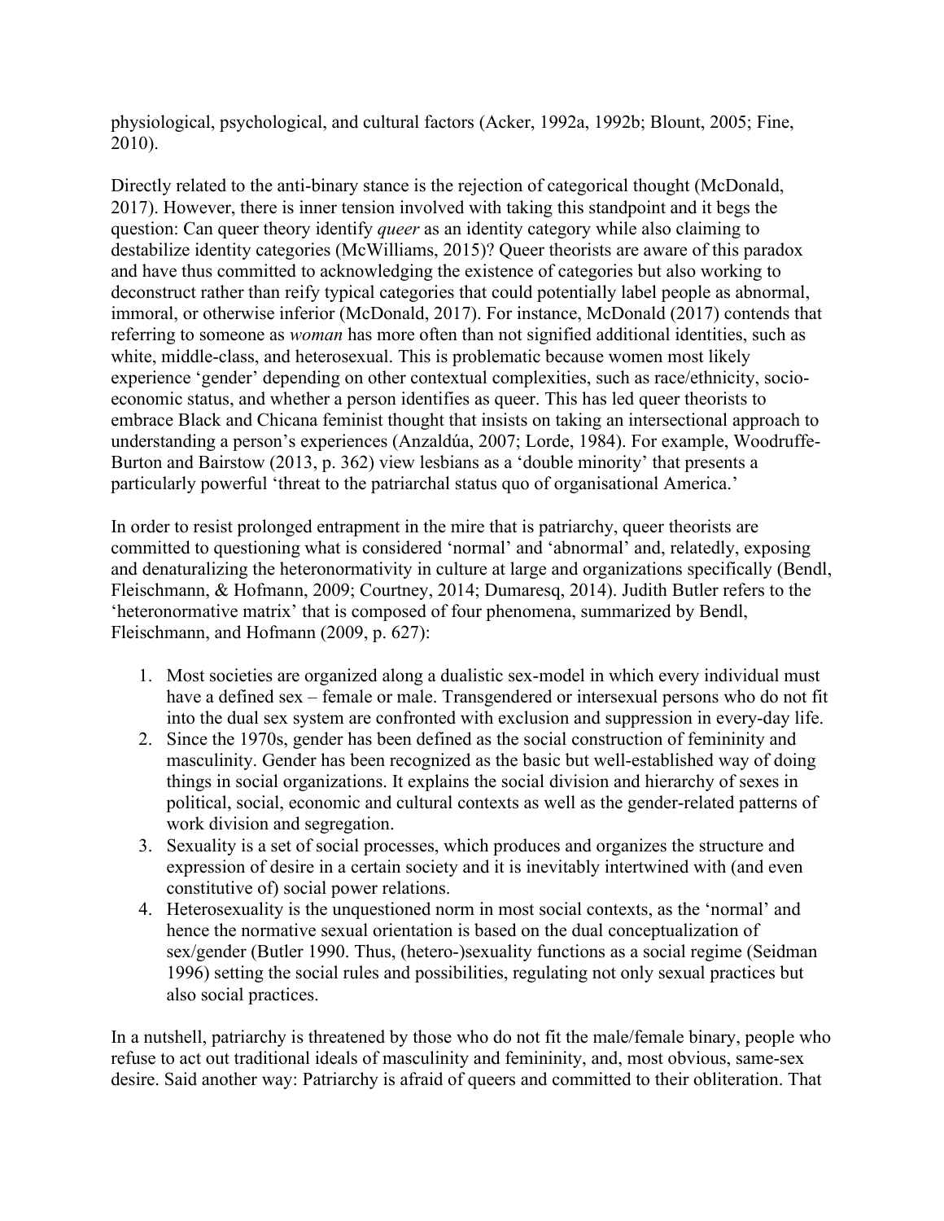physiological, psychological, and cultural factors (Acker, 1992a, 1992b; Blount, 2005; Fine, 2010).

Directly related to the anti-binary stance is the rejection of categorical thought (McDonald, 2017). However, there is inner tension involved with taking this standpoint and it begs the question: Can queer theory identify *queer* as an identity category while also claiming to destabilize identity categories (McWilliams, 2015)? Queer theorists are aware of this paradox and have thus committed to acknowledging the existence of categories but also working to deconstruct rather than reify typical categories that could potentially label people as abnormal, immoral, or otherwise inferior (McDonald, 2017). For instance, McDonald (2017) contends that referring to someone as *woman* has more often than not signified additional identities, such as white, middle-class, and heterosexual. This is problematic because women most likely experience 'gender' depending on other contextual complexities, such as race/ethnicity, socio-economic status, and whether a person identifies as queer. This has led queer theorists to embrace Black and Chicana feminist thought that insists on taking an intersectional approach to understanding a person's experiences (Anzaldúa, 2007; Lorde, 1984). For example, Woodruffe-Burton and Bairstow (2013, p. 362) view lesbians as a 'double minority' that presents a particularly powerful 'threat to the patriarchal status quo of organisational America.'

In order to resist prolonged entrapment in the mire that is patriarchy, queer theorists are committed to questioning what is considered 'normal' and 'abnormal' and, relatedly, exposing and denaturalizing the heteronormativity in culture at large and organizations specifically (Bendl, Fleischmann, & Hofmann, 2009; Courtney, 2014; Dumaresq, 2014). Judith Butler refers to the 'heteronormative matrix' that is composed of four phenomena, summarized by Bendl, Fleischmann, and Hofmann (2009, p. 627):

1. Most societies are organized along a dualistic sex-model in which every individual must have a defined sex – female or male. Transgendered or intersexual persons who do not fit into the dual sex system are confronted with exclusion and suppression in every-day life.
2. Since the 1970s, gender has been defined as the social construction of femininity and masculinity. Gender has been recognized as the basic but well-established way of doing things in social organizations. It explains the social division and hierarchy of sexes in political, social, economic and cultural contexts as well as the gender-related patterns of work division and segregation.
3. Sexuality is a set of social processes, which produces and organizes the structure and expression of desire in a certain society and it is inevitably intertwined with (and even constitutive of) social power relations.
4. Heterosexuality is the unquestioned norm in most social contexts, as the 'normal' and hence the normative sexual orientation is based on the dual conceptualization of sex/gender (Butler 1990. Thus, (hetero-)sexuality functions as a social regime (Seidman 1996) setting the social rules and possibilities, regulating not only sexual practices but also social practices.

In a nutshell, patriarchy is threatened by those who do not fit the male/female binary, people who refuse to act out traditional ideals of masculinity and femininity, and, most obvious, same-sex desire. Said another way: Patriarchy is afraid of queers and committed to their obliteration. That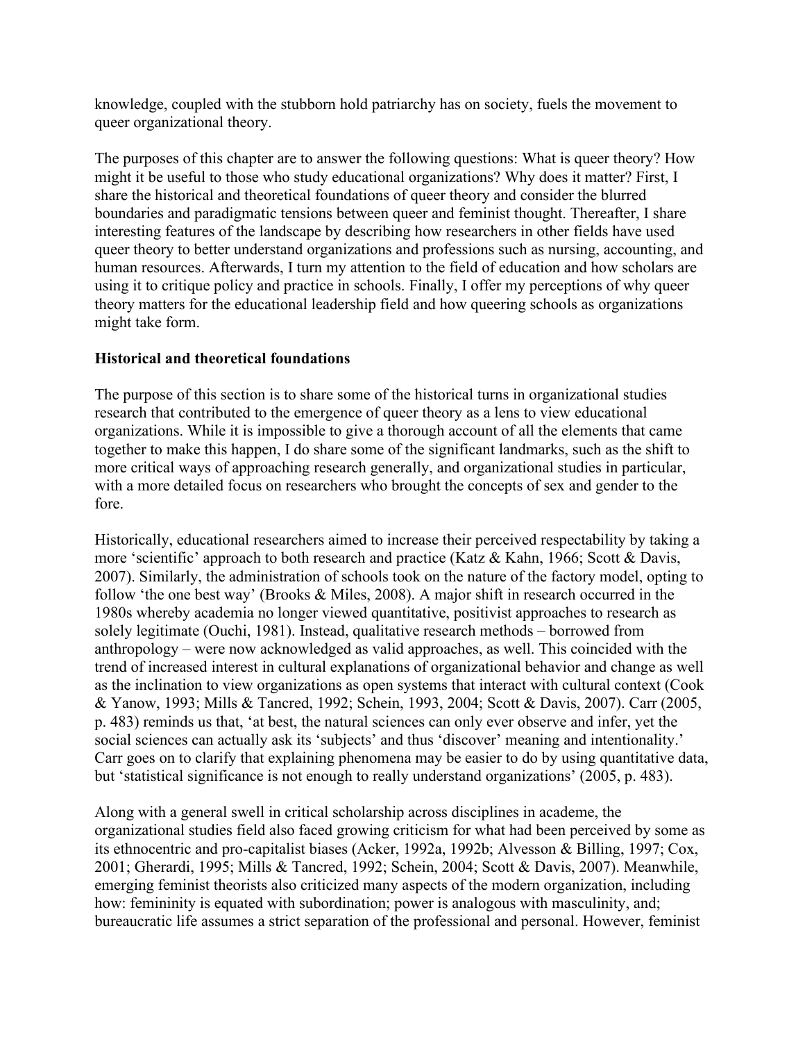knowledge, coupled with the stubborn hold patriarchy has on society, fuels the movement to queer organizational theory.

The purposes of this chapter are to answer the following questions: What is queer theory? How might it be useful to those who study educational organizations? Why does it matter? First, I share the historical and theoretical foundations of queer theory and consider the blurred boundaries and paradigmatic tensions between queer and feminist thought. Thereafter, I share interesting features of the landscape by describing how researchers in other fields have used queer theory to better understand organizations and professions such as nursing, accounting, and human resources. Afterwards, I turn my attention to the field of education and how scholars are using it to critique policy and practice in schools. Finally, I offer my perceptions of why queer theory matters for the educational leadership field and how queering schools as organizations might take form.

## Historical and theoretical foundations

The purpose of this section is to share some of the historical turns in organizational studies research that contributed to the emergence of queer theory as a lens to view educational organizations. While it is impossible to give a thorough account of all the elements that came together to make this happen, I do share some of the significant landmarks, such as the shift to more critical ways of approaching research generally, and organizational studies in particular, with a more detailed focus on researchers who brought the concepts of sex and gender to the fore.

Historically, educational researchers aimed to increase their perceived respectability by taking a more 'scientific' approach to both research and practice (Katz & Kahn, 1966; Scott & Davis, 2007). Similarly, the administration of schools took on the nature of the factory model, opting to follow 'the one best way' (Brooks & Miles, 2008). A major shift in research occurred in the 1980s whereby academia no longer viewed quantitative, positivist approaches to research as solely legitimate (Ouchi, 1981). Instead, qualitative research methods – borrowed from anthropology – were now acknowledged as valid approaches, as well. This coincided with the trend of increased interest in cultural explanations of organizational behavior and change as well as the inclination to view organizations as open systems that interact with cultural context (Cook & Yanow, 1993; Mills & Tancred, 1992; Schein, 1993, 2004; Scott & Davis, 2007). Carr (2005, p. 483) reminds us that, 'at best, the natural sciences can only ever observe and infer, yet the social sciences can actually ask its 'subjects' and thus 'discover' meaning and intentionality.' Carr goes on to clarify that explaining phenomena may be easier to do by using quantitative data, but 'statistical significance is not enough to really understand organizations' (2005, p. 483).

Along with a general swell in critical scholarship across disciplines in academe, the organizational studies field also faced growing criticism for what had been perceived by some as its ethnocentric and pro-capitalist biases (Acker, 1992a, 1992b; Alvesson & Billing, 1997; Cox, 2001; Gherardi, 1995; Mills & Tancred, 1992; Schein, 2004; Scott & Davis, 2007). Meanwhile, emerging feminist theorists also criticized many aspects of the modern organization, including how: femininity is equated with subordination; power is analogous with masculinity, and; bureaucratic life assumes a strict separation of the professional and personal. However, feminist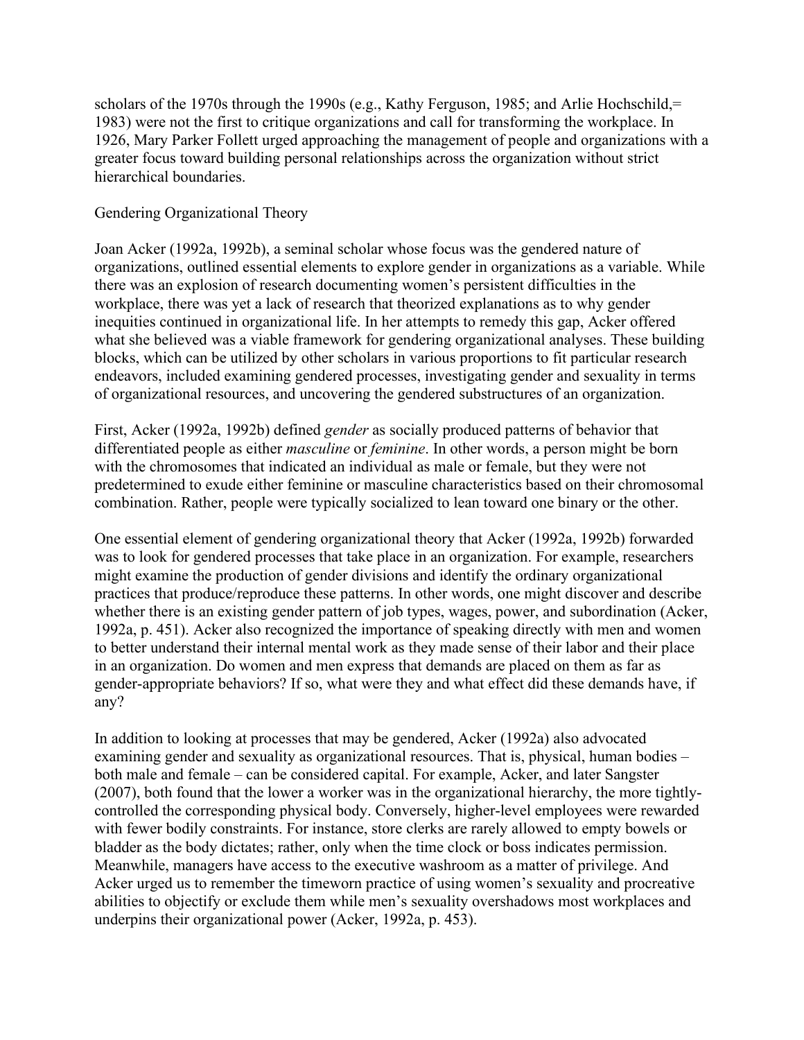scholars of the 1970s through the 1990s (e.g., Kathy Ferguson, 1985; and Arlie Hochschild,= 1983) were not the first to critique organizations and call for transforming the workplace. In 1926, Mary Parker Follett urged approaching the management of people and organizations with a greater focus toward building personal relationships across the organization without strict hierarchical boundaries.

## Gendering Organizational Theory

Joan Acker (1992a, 1992b), a seminal scholar whose focus was the gendered nature of organizations, outlined essential elements to explore gender in organizations as a variable. While there was an explosion of research documenting women's persistent difficulties in the workplace, there was yet a lack of research that theorized explanations as to why gender inequities continued in organizational life. In her attempts to remedy this gap, Acker offered what she believed was a viable framework for gendering organizational analyses. These building blocks, which can be utilized by other scholars in various proportions to fit particular research endeavors, included examining gendered processes, investigating gender and sexuality in terms of organizational resources, and uncovering the gendered substructures of an organization.

First, Acker (1992a, 1992b) defined *gender* as socially produced patterns of behavior that differentiated people as either *masculine* or *feminine*. In other words, a person might be born with the chromosomes that indicated an individual as male or female, but they were not predetermined to exude either feminine or masculine characteristics based on their chromosomal combination. Rather, people were typically socialized to lean toward one binary or the other.

One essential element of gendering organizational theory that Acker (1992a, 1992b) forwarded was to look for gendered processes that take place in an organization. For example, researchers might examine the production of gender divisions and identify the ordinary organizational practices that produce/reproduce these patterns. In other words, one might discover and describe whether there is an existing gender pattern of job types, wages, power, and subordination (Acker, 1992a, p. 451). Acker also recognized the importance of speaking directly with men and women to better understand their internal mental work as they made sense of their labor and their place in an organization. Do women and men express that demands are placed on them as far as gender-appropriate behaviors? If so, what were they and what effect did these demands have, if any?

In addition to looking at processes that may be gendered, Acker (1992a) also advocated examining gender and sexuality as organizational resources. That is, physical, human bodies – both male and female – can be considered capital. For example, Acker, and later Sangster (2007), both found that the lower a worker was in the organizational hierarchy, the more tightly-controlled the corresponding physical body. Conversely, higher-level employees were rewarded with fewer bodily constraints. For instance, store clerks are rarely allowed to empty bowels or bladder as the body dictates; rather, only when the time clock or boss indicates permission. Meanwhile, managers have access to the executive washroom as a matter of privilege. And Acker urged us to remember the timeworn practice of using women's sexuality and procreative abilities to objectify or exclude them while men's sexuality overshadows most workplaces and underpins their organizational power (Acker, 1992a, p. 453).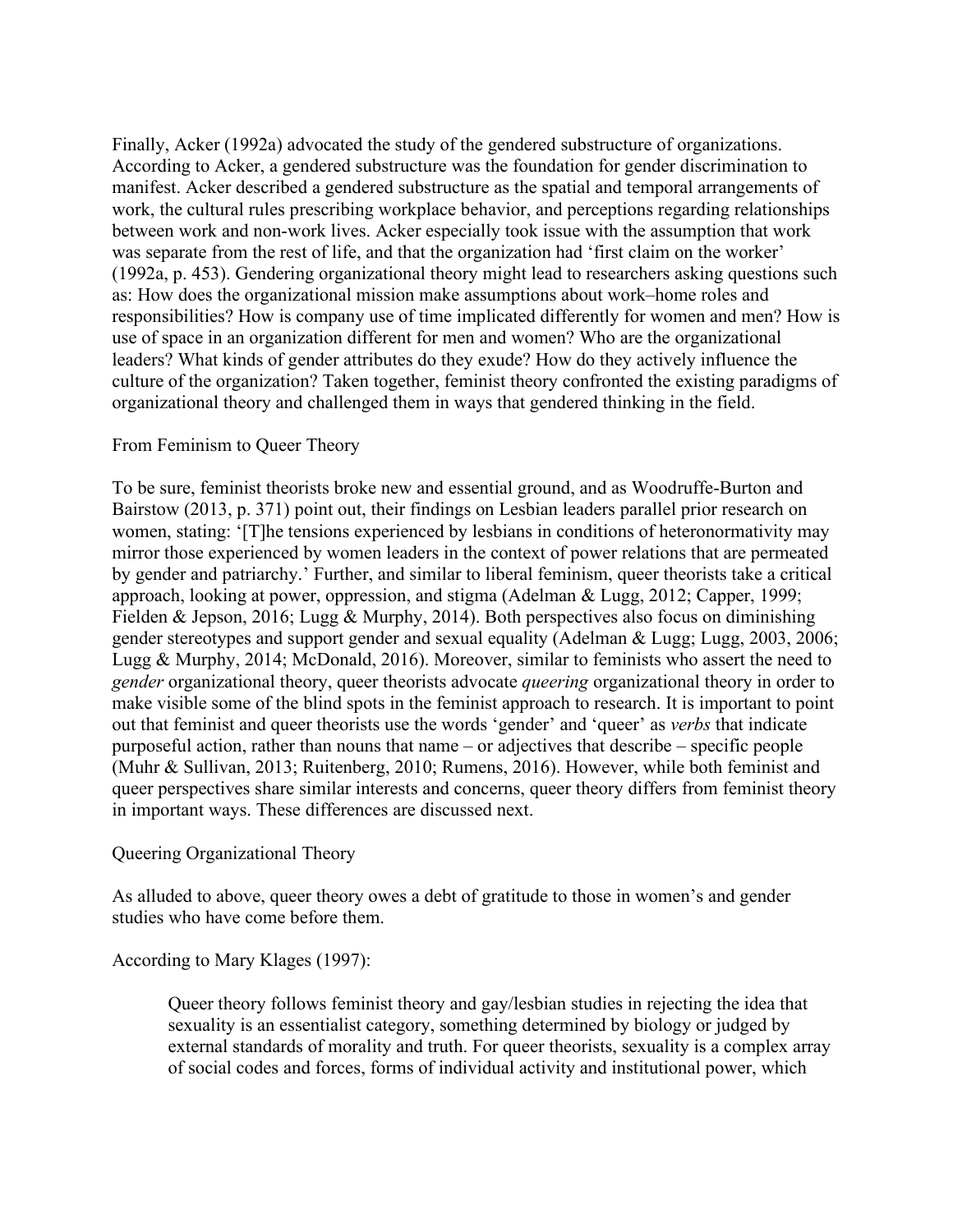Finally, Acker (1992a) advocated the study of the gendered substructure of organizations. According to Acker, a gendered substructure was the foundation for gender discrimination to manifest. Acker described a gendered substructure as the spatial and temporal arrangements of work, the cultural rules prescribing workplace behavior, and perceptions regarding relationships between work and non-work lives. Acker especially took issue with the assumption that work was separate from the rest of life, and that the organization had 'first claim on the worker' (1992a, p. 453). Gendering organizational theory might lead to researchers asking questions such as: How does the organizational mission make assumptions about work–home roles and responsibilities? How is company use of time implicated differently for women and men? How is use of space in an organization different for men and women? Who are the organizational leaders? What kinds of gender attributes do they exude? How do they actively influence the culture of the organization? Taken together, feminist theory confronted the existing paradigms of organizational theory and challenged them in ways that gendered thinking in the field.

## From Feminism to Queer Theory

To be sure, feminist theorists broke new and essential ground, and as Woodruffe-Burton and Bairstow (2013, p. 371) point out, their findings on Lesbian leaders parallel prior research on women, stating: '[T]he tensions experienced by lesbians in conditions of heteronormativity may mirror those experienced by women leaders in the context of power relations that are permeated by gender and patriarchy.' Further, and similar to liberal feminism, queer theorists take a critical approach, looking at power, oppression, and stigma (Adelman & Lugg, 2012; Capper, 1999; Fielden & Jepson, 2016; Lugg & Murphy, 2014). Both perspectives also focus on diminishing gender stereotypes and support gender and sexual equality (Adelman & Lugg; Lugg, 2003, 2006; Lugg & Murphy, 2014; McDonald, 2016). Moreover, similar to feminists who assert the need to *gender* organizational theory, queer theorists advocate *queering* organizational theory in order to make visible some of the blind spots in the feminist approach to research. It is important to point out that feminist and queer theorists use the words 'gender' and 'queer' as *verbs* that indicate purposeful action, rather than nouns that name – or adjectives that describe – specific people (Muhr & Sullivan, 2013; Ruitenberg, 2010; Rumens, 2016). However, while both feminist and queer perspectives share similar interests and concerns, queer theory differs from feminist theory in important ways. These differences are discussed next.

## Queering Organizational Theory

As alluded to above, queer theory owes a debt of gratitude to those in women's and gender studies who have come before them.

According to Mary Klages (1997):

> Queer theory follows feminist theory and gay/lesbian studies in rejecting the idea that sexuality is an essentialist category, something determined by biology or judged by external standards of morality and truth. For queer theorists, sexuality is a complex array of social codes and forces, forms of individual activity and institutional power, which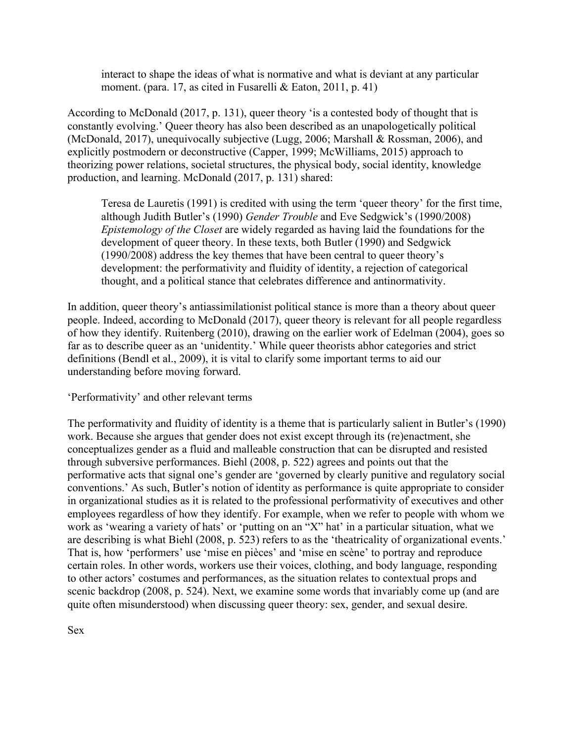> interact to shape the ideas of what is normative and what is deviant at any particular moment. (para. 17, as cited in Fusarelli & Eaton, 2011, p. 41)

According to McDonald (2017, p. 131), queer theory 'is a contested body of thought that is constantly evolving.' Queer theory has also been described as an unapologetically political (McDonald, 2017), unequivocally subjective (Lugg, 2006; Marshall & Rossman, 2006), and explicitly postmodern or deconstructive (Capper, 1999; McWilliams, 2015) approach to theorizing power relations, societal structures, the physical body, social identity, knowledge production, and learning. McDonald (2017, p. 131) shared:

> Teresa de Lauretis (1991) is credited with using the term 'queer theory' for the first time, although Judith Butler's (1990) *Gender Trouble* and Eve Sedgwick's (1990/2008) *Epistemology of the Closet* are widely regarded as having laid the foundations for the development of queer theory. In these texts, both Butler (1990) and Sedgwick (1990/2008) address the key themes that have been central to queer theory's development: the performativity and fluidity of identity, a rejection of categorical thought, and a political stance that celebrates difference and antinormativity.

In addition, queer theory's antiassimilationist political stance is more than a theory about queer people. Indeed, according to McDonald (2017), queer theory is relevant for all people regardless of how they identify. Ruitenberg (2010), drawing on the earlier work of Edelman (2004), goes so far as to describe queer as an 'unidentity.' While queer theorists abhor categories and strict definitions (Bendl et al., 2009), it is vital to clarify some important terms to aid our understanding before moving forward.

## 'Performativity' and other relevant terms

The performativity and fluidity of identity is a theme that is particularly salient in Butler's (1990) work. Because she argues that gender does not exist except through its (re)enactment, she conceptualizes gender as a fluid and malleable construction that can be disrupted and resisted through subversive performances. Biehl (2008, p. 522) agrees and points out that the performative acts that signal one's gender are 'governed by clearly punitive and regulatory social conventions.' As such, Butler's notion of identity as performance is quite appropriate to consider in organizational studies as it is related to the professional performativity of executives and other employees regardless of how they identify. For example, when we refer to people with whom we work as 'wearing a variety of hats' or 'putting on an "X" hat' in a particular situation, what we are describing is what Biehl (2008, p. 523) refers to as the 'theatricality of organizational events.' That is, how 'performers' use 'mise en pièces' and 'mise en scène' to portray and reproduce certain roles. In other words, workers use their voices, clothing, and body language, responding to other actors' costumes and performances, as the situation relates to contextual props and scenic backdrop (2008, p. 524). Next, we examine some words that invariably come up (and are quite often misunderstood) when discussing queer theory: sex, gender, and sexual desire.

### Sex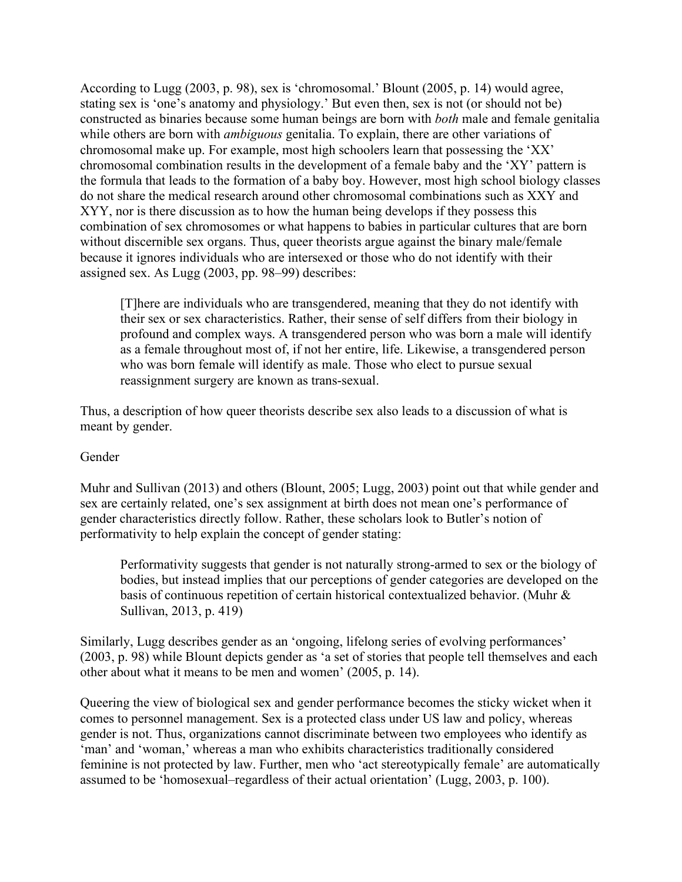According to Lugg (2003, p. 98), sex is ‘chromosomal.’ Blount (2005, p. 14) would agree, stating sex is ‘one’s anatomy and physiology.’ But even then, sex is not (or should not be) constructed as binaries because some human beings are born with *both* male and female genitalia while others are born with *ambiguous* genitalia. To explain, there are other variations of chromosomal make up. For example, most high schoolers learn that possessing the ‘XX’ chromosomal combination results in the development of a female baby and the ‘XY’ pattern is the formula that leads to the formation of a baby boy. However, most high school biology classes do not share the medical research around other chromosomal combinations such as XXY and XYY, nor is there discussion as to how the human being develops if they possess this combination of sex chromosomes or what happens to babies in particular cultures that are born without discernible sex organs. Thus, queer theorists argue against the binary male/female because it ignores individuals who are intersexed or those who do not identify with their assigned sex. As Lugg (2003, pp. 98–99) describes:

> [T]here are individuals who are transgendered, meaning that they do not identify with their sex or sex characteristics. Rather, their sense of self differs from their biology in profound and complex ways. A transgendered person who was born a male will identify as a female throughout most of, if not her entire, life. Likewise, a transgendered person who was born female will identify as male. Those who elect to pursue sexual reassignment surgery are known as trans-sexual.

Thus, a description of how queer theorists describe sex also leads to a discussion of what is meant by gender.

## Gender

Muhr and Sullivan (2013) and others (Blount, 2005; Lugg, 2003) point out that while gender and sex are certainly related, one’s sex assignment at birth does not mean one’s performance of gender characteristics directly follow. Rather, these scholars look to Butler’s notion of performativity to help explain the concept of gender stating:

> Performativity suggests that gender is not naturally strong-armed to sex or the biology of bodies, but instead implies that our perceptions of gender categories are developed on the basis of continuous repetition of certain historical contextualized behavior. (Muhr & Sullivan, 2013, p. 419)

Similarly, Lugg describes gender as an ‘ongoing, lifelong series of evolving performances’ (2003, p. 98) while Blount depicts gender as ‘a set of stories that people tell themselves and each other about what it means to be men and women’ (2005, p. 14).

Queering the view of biological sex and gender performance becomes the sticky wicket when it comes to personnel management. Sex is a protected class under US law and policy, whereas gender is not. Thus, organizations cannot discriminate between two employees who identify as ‘man’ and ‘woman,’ whereas a man who exhibits characteristics traditionally considered feminine is not protected by law. Further, men who ‘act stereotypically female’ are automatically assumed to be ‘homosexual–regardless of their actual orientation’ (Lugg, 2003, p. 100).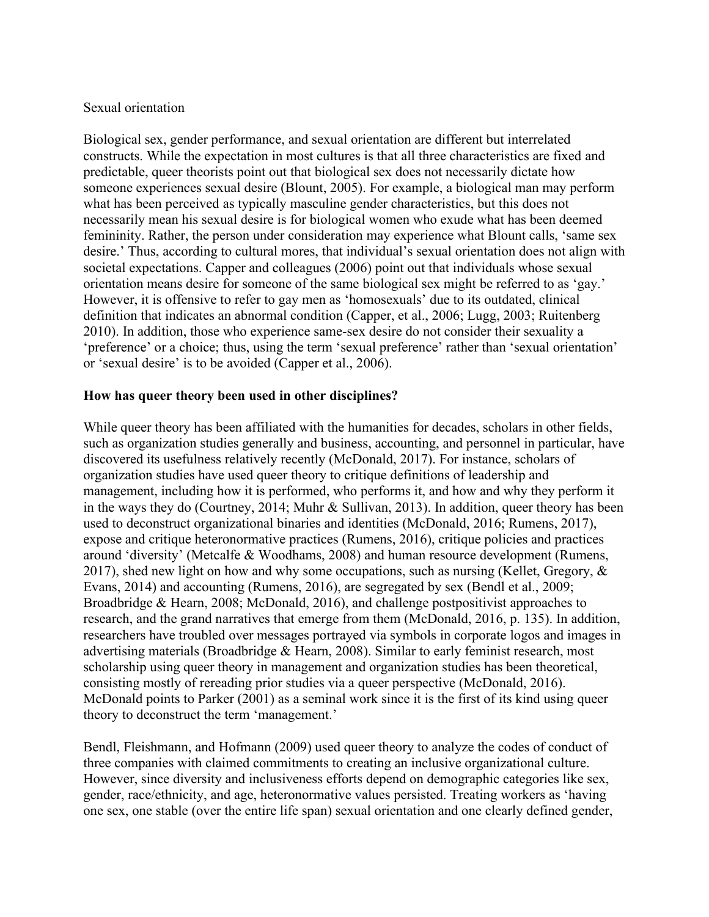Sexual orientation

Biological sex, gender performance, and sexual orientation are different but interrelated constructs. While the expectation in most cultures is that all three characteristics are fixed and predictable, queer theorists point out that biological sex does not necessarily dictate how someone experiences sexual desire (Blount, 2005). For example, a biological man may perform what has been perceived as typically masculine gender characteristics, but this does not necessarily mean his sexual desire is for biological women who exude what has been deemed femininity. Rather, the person under consideration may experience what Blount calls, 'same sex desire.' Thus, according to cultural mores, that individual's sexual orientation does not align with societal expectations. Capper and colleagues (2006) point out that individuals whose sexual orientation means desire for someone of the same biological sex might be referred to as 'gay.' However, it is offensive to refer to gay men as 'homosexuals' due to its outdated, clinical definition that indicates an abnormal condition (Capper, et al., 2006; Lugg, 2003; Ruitenberg 2010). In addition, those who experience same-sex desire do not consider their sexuality a 'preference' or a choice; thus, using the term 'sexual preference' rather than 'sexual orientation' or 'sexual desire' is to be avoided (Capper et al., 2006).

**How has queer theory been used in other disciplines?**

While queer theory has been affiliated with the humanities for decades, scholars in other fields, such as organization studies generally and business, accounting, and personnel in particular, have discovered its usefulness relatively recently (McDonald, 2017). For instance, scholars of organization studies have used queer theory to critique definitions of leadership and management, including how it is performed, who performs it, and how and why they perform it in the ways they do (Courtney, 2014; Muhr & Sullivan, 2013). In addition, queer theory has been used to deconstruct organizational binaries and identities (McDonald, 2016; Rumens, 2017), expose and critique heteronormative practices (Rumens, 2016), critique policies and practices around 'diversity' (Metcalfe & Woodhams, 2008) and human resource development (Rumens, 2017), shed new light on how and why some occupations, such as nursing (Kellet, Gregory, & Evans, 2014) and accounting (Rumens, 2016), are segregated by sex (Bendl et al., 2009; Broadbridge & Hearn, 2008; McDonald, 2016), and challenge postpositivist approaches to research, and the grand narratives that emerge from them (McDonald, 2016, p. 135). In addition, researchers have troubled over messages portrayed via symbols in corporate logos and images in advertising materials (Broadbridge & Hearn, 2008). Similar to early feminist research, most scholarship using queer theory in management and organization studies has been theoretical, consisting mostly of rereading prior studies via a queer perspective (McDonald, 2016). McDonald points to Parker (2001) as a seminal work since it is the first of its kind using queer theory to deconstruct the term 'management.'

Bendl, Fleishmann, and Hofmann (2009) used queer theory to analyze the codes of conduct of three companies with claimed commitments to creating an inclusive organizational culture. However, since diversity and inclusiveness efforts depend on demographic categories like sex, gender, race/ethnicity, and age, heteronormative values persisted. Treating workers as 'having one sex, one stable (over the entire life span) sexual orientation and one clearly defined gender,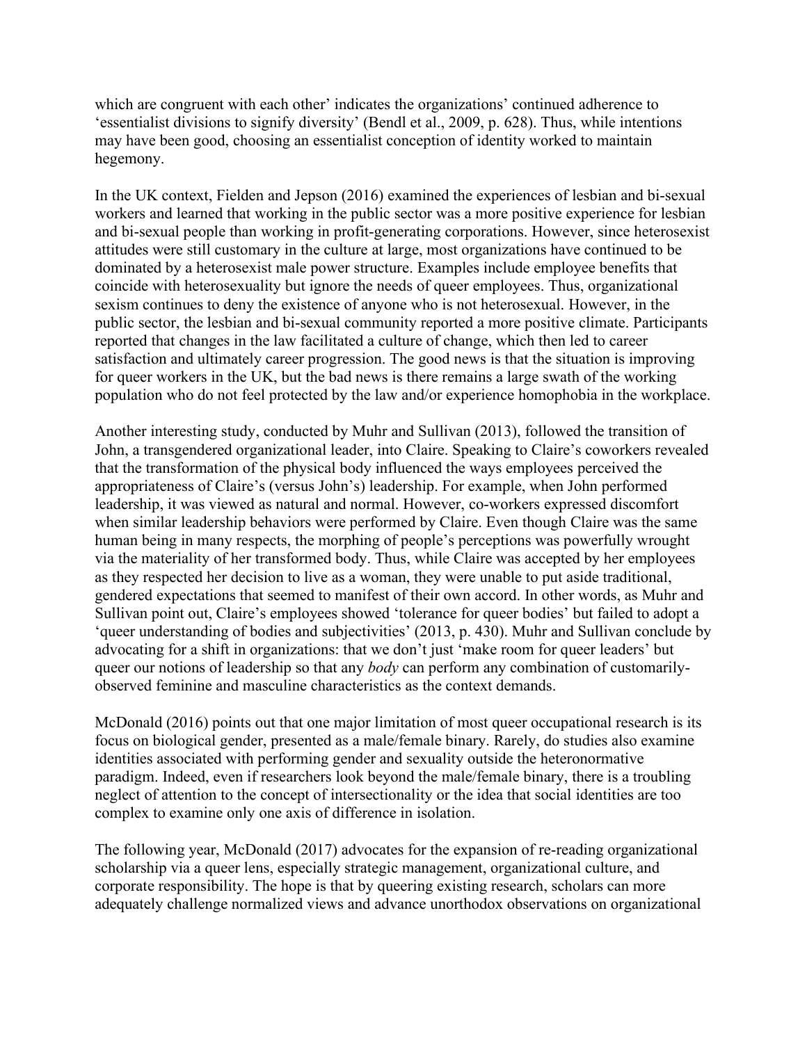which are congruent with each other' indicates the organizations' continued adherence to 'essentialist divisions to signify diversity' (Bendl et al., 2009, p. 628). Thus, while intentions may have been good, choosing an essentialist conception of identity worked to maintain hegemony.

In the UK context, Fielden and Jepson (2016) examined the experiences of lesbian and bi-sexual workers and learned that working in the public sector was a more positive experience for lesbian and bi-sexual people than working in profit-generating corporations. However, since heterosexist attitudes were still customary in the culture at large, most organizations have continued to be dominated by a heterosexist male power structure. Examples include employee benefits that coincide with heterosexuality but ignore the needs of queer employees. Thus, organizational sexism continues to deny the existence of anyone who is not heterosexual. However, in the public sector, the lesbian and bi-sexual community reported a more positive climate. Participants reported that changes in the law facilitated a culture of change, which then led to career satisfaction and ultimately career progression. The good news is that the situation is improving for queer workers in the UK, but the bad news is there remains a large swath of the working population who do not feel protected by the law and/or experience homophobia in the workplace.

Another interesting study, conducted by Muhr and Sullivan (2013), followed the transition of John, a transgendered organizational leader, into Claire. Speaking to Claire's coworkers revealed that the transformation of the physical body influenced the ways employees perceived the appropriateness of Claire's (versus John's) leadership. For example, when John performed leadership, it was viewed as natural and normal. However, co-workers expressed discomfort when similar leadership behaviors were performed by Claire. Even though Claire was the same human being in many respects, the morphing of people's perceptions was powerfully wrought via the materiality of her transformed body. Thus, while Claire was accepted by her employees as they respected her decision to live as a woman, they were unable to put aside traditional, gendered expectations that seemed to manifest of their own accord. In other words, as Muhr and Sullivan point out, Claire's employees showed 'tolerance for queer bodies' but failed to adopt a 'queer understanding of bodies and subjectivities' (2013, p. 430). Muhr and Sullivan conclude by advocating for a shift in organizations: that we don't just 'make room for queer leaders' but queer our notions of leadership so that any *body* can perform any combination of customarily-observed feminine and masculine characteristics as the context demands.

McDonald (2016) points out that one major limitation of most queer occupational research is its focus on biological gender, presented as a male/female binary. Rarely, do studies also examine identities associated with performing gender and sexuality outside the heteronormative paradigm. Indeed, even if researchers look beyond the male/female binary, there is a troubling neglect of attention to the concept of intersectionality or the idea that social identities are too complex to examine only one axis of difference in isolation.

The following year, McDonald (2017) advocates for the expansion of re-reading organizational scholarship via a queer lens, especially strategic management, organizational culture, and corporate responsibility. The hope is that by queering existing research, scholars can more adequately challenge normalized views and advance unorthodox observations on organizational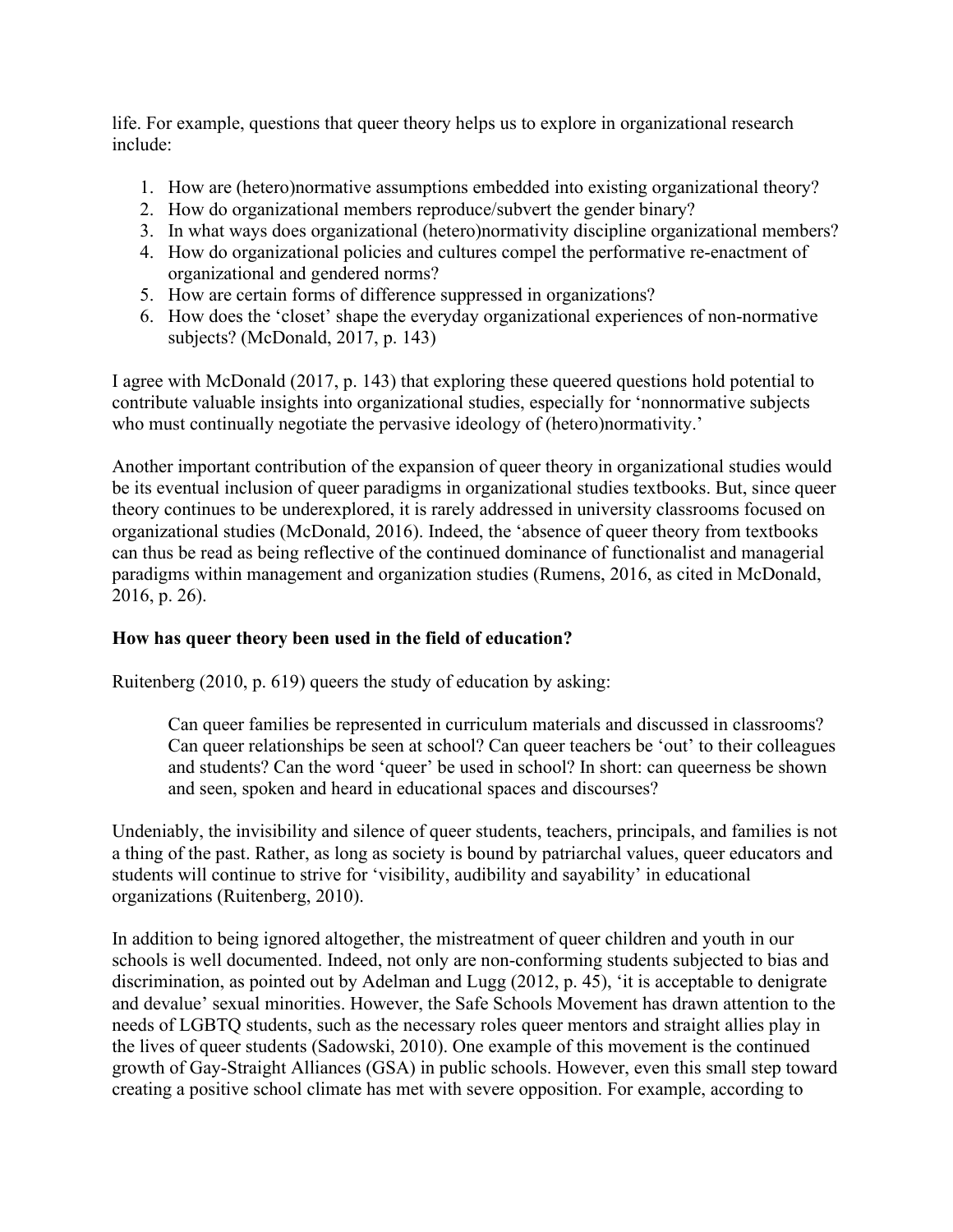life. For example, questions that queer theory helps us to explore in organizational research include:

1. How are (hetero)normative assumptions embedded into existing organizational theory?
2. How do organizational members reproduce/subvert the gender binary?
3. In what ways does organizational (hetero)normativity discipline organizational members?
4. How do organizational policies and cultures compel the performative re-enactment of organizational and gendered norms?
5. How are certain forms of difference suppressed in organizations?
6. How does the 'closet' shape the everyday organizational experiences of non-normative subjects? (McDonald, 2017, p. 143)

I agree with McDonald (2017, p. 143) that exploring these queered questions hold potential to contribute valuable insights into organizational studies, especially for 'nonnormative subjects who must continually negotiate the pervasive ideology of (hetero)normativity.'

Another important contribution of the expansion of queer theory in organizational studies would be its eventual inclusion of queer paradigms in organizational studies textbooks. But, since queer theory continues to be underexplored, it is rarely addressed in university classrooms focused on organizational studies (McDonald, 2016). Indeed, the 'absence of queer theory from textbooks can thus be read as being reflective of the continued dominance of functionalist and managerial paradigms within management and organization studies (Rumens, 2016, as cited in McDonald, 2016, p. 26).

**How has queer theory been used in the field of education?**

Ruitenberg (2010, p. 619) queers the study of education by asking:

> Can queer families be represented in curriculum materials and discussed in classrooms? Can queer relationships be seen at school? Can queer teachers be 'out' to their colleagues and students? Can the word 'queer' be used in school? In short: can queerness be shown and seen, spoken and heard in educational spaces and discourses?

Undeniably, the invisibility and silence of queer students, teachers, principals, and families is not a thing of the past. Rather, as long as society is bound by patriarchal values, queer educators and students will continue to strive for 'visibility, audibility and sayability' in educational organizations (Ruitenberg, 2010).

In addition to being ignored altogether, the mistreatment of queer children and youth in our schools is well documented. Indeed, not only are non-conforming students subjected to bias and discrimination, as pointed out by Adelman and Lugg (2012, p. 45), 'it is acceptable to denigrate and devalue' sexual minorities. However, the Safe Schools Movement has drawn attention to the needs of LGBTQ students, such as the necessary roles queer mentors and straight allies play in the lives of queer students (Sadowski, 2010). One example of this movement is the continued growth of Gay-Straight Alliances (GSA) in public schools. However, even this small step toward creating a positive school climate has met with severe opposition. For example, according to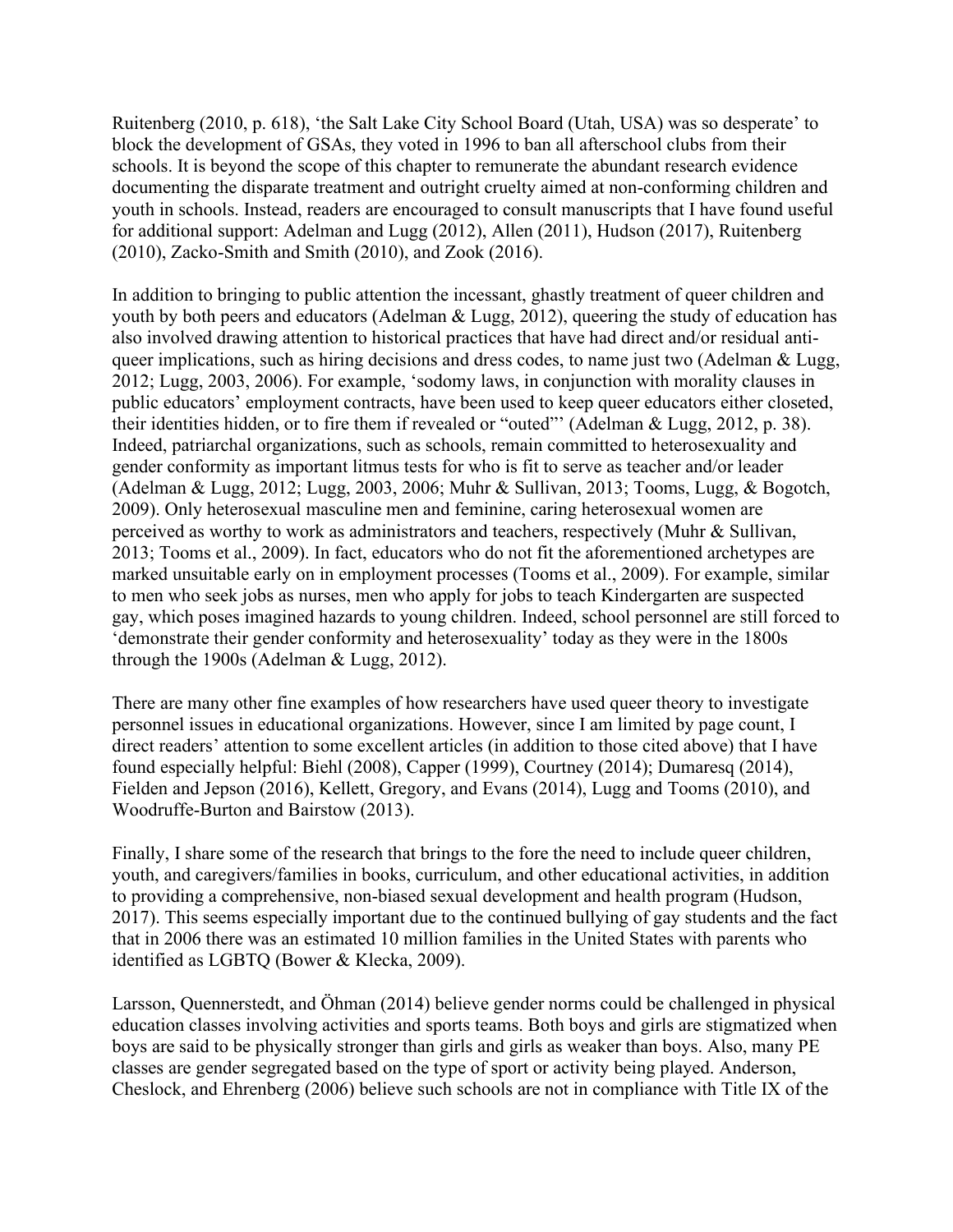Ruitenberg (2010, p. 618), 'the Salt Lake City School Board (Utah, USA) was so desperate' to block the development of GSAs, they voted in 1996 to ban all afterschool clubs from their schools. It is beyond the scope of this chapter to remunerate the abundant research evidence documenting the disparate treatment and outright cruelty aimed at non-conforming children and youth in schools. Instead, readers are encouraged to consult manuscripts that I have found useful for additional support: Adelman and Lugg (2012), Allen (2011), Hudson (2017), Ruitenberg (2010), Zacko-Smith and Smith (2010), and Zook (2016).

In addition to bringing to public attention the incessant, ghastly treatment of queer children and youth by both peers and educators (Adelman & Lugg, 2012), queering the study of education has also involved drawing attention to historical practices that have had direct and/or residual anti-queer implications, such as hiring decisions and dress codes, to name just two (Adelman & Lugg, 2012; Lugg, 2003, 2006). For example, 'sodomy laws, in conjunction with morality clauses in public educators' employment contracts, have been used to keep queer educators either closeted, their identities hidden, or to fire them if revealed or "outed"' (Adelman & Lugg, 2012, p. 38). Indeed, patriarchal organizations, such as schools, remain committed to heterosexuality and gender conformity as important litmus tests for who is fit to serve as teacher and/or leader (Adelman & Lugg, 2012; Lugg, 2003, 2006; Muhr & Sullivan, 2013; Tooms, Lugg, & Bogotch, 2009). Only heterosexual masculine men and feminine, caring heterosexual women are perceived as worthy to work as administrators and teachers, respectively (Muhr & Sullivan, 2013; Tooms et al., 2009). In fact, educators who do not fit the aforementioned archetypes are marked unsuitable early on in employment processes (Tooms et al., 2009). For example, similar to men who seek jobs as nurses, men who apply for jobs to teach Kindergarten are suspected gay, which poses imagined hazards to young children. Indeed, school personnel are still forced to 'demonstrate their gender conformity and heterosexuality' today as they were in the 1800s through the 1900s (Adelman & Lugg, 2012).

There are many other fine examples of how researchers have used queer theory to investigate personnel issues in educational organizations. However, since I am limited by page count, I direct readers' attention to some excellent articles (in addition to those cited above) that I have found especially helpful: Biehl (2008), Capper (1999), Courtney (2014); Dumaresq (2014), Fielden and Jepson (2016), Kellett, Gregory, and Evans (2014), Lugg and Tooms (2010), and Woodruffe-Burton and Bairstow (2013).

Finally, I share some of the research that brings to the fore the need to include queer children, youth, and caregivers/families in books, curriculum, and other educational activities, in addition to providing a comprehensive, non-biased sexual development and health program (Hudson, 2017). This seems especially important due to the continued bullying of gay students and the fact that in 2006 there was an estimated 10 million families in the United States with parents who identified as LGBTQ (Bower & Klecka, 2009).

Larsson, Quennerstedt, and Öhman (2014) believe gender norms could be challenged in physical education classes involving activities and sports teams. Both boys and girls are stigmatized when boys are said to be physically stronger than girls and girls as weaker than boys. Also, many PE classes are gender segregated based on the type of sport or activity being played. Anderson, Cheslock, and Ehrenberg (2006) believe such schools are not in compliance with Title IX of the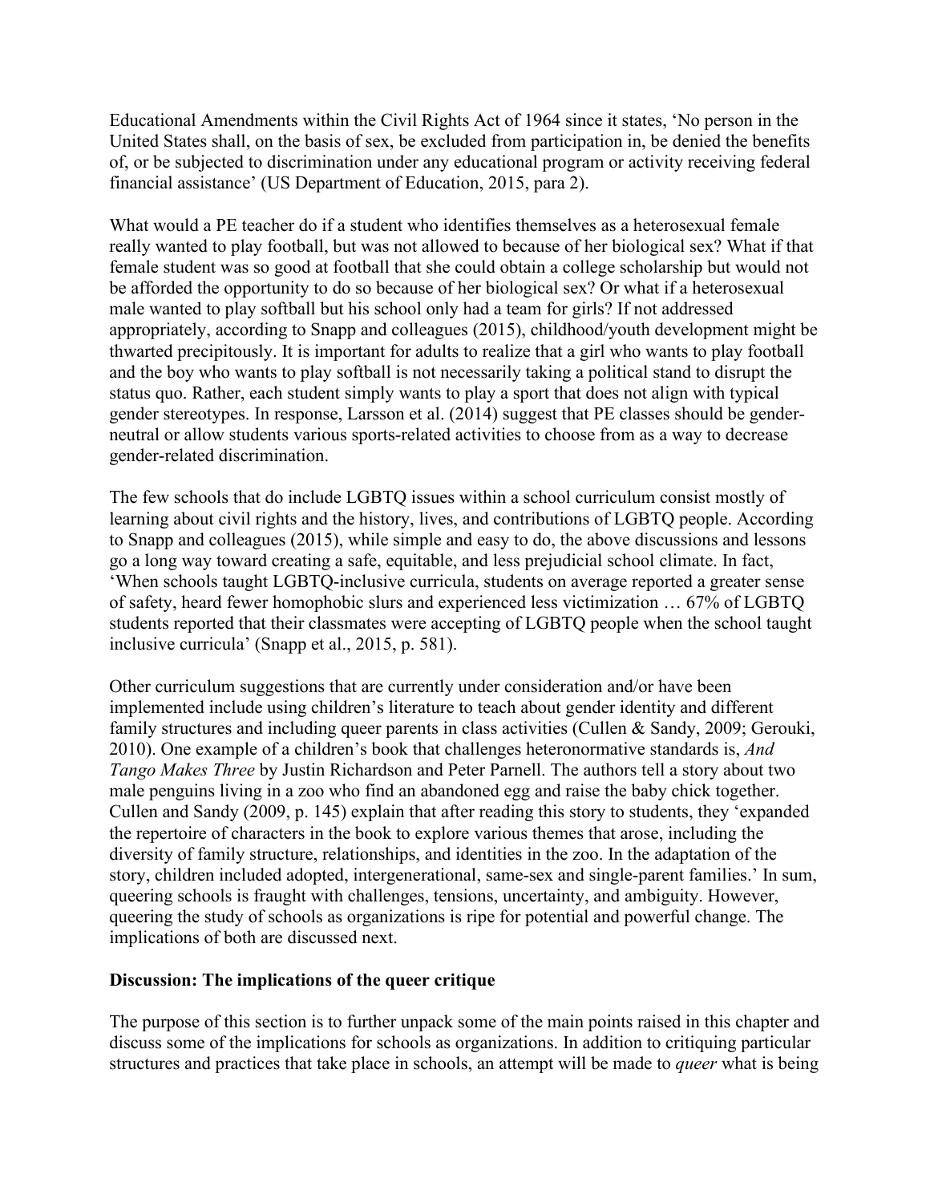Educational Amendments within the Civil Rights Act of 1964 since it states, 'No person in the United States shall, on the basis of sex, be excluded from participation in, be denied the benefits of, or be subjected to discrimination under any educational program or activity receiving federal financial assistance' (US Department of Education, 2015, para 2).

What would a PE teacher do if a student who identifies themselves as a heterosexual female really wanted to play football, but was not allowed to because of her biological sex? What if that female student was so good at football that she could obtain a college scholarship but would not be afforded the opportunity to do so because of her biological sex? Or what if a heterosexual male wanted to play softball but his school only had a team for girls? If not addressed appropriately, according to Snapp and colleagues (2015), childhood/youth development might be thwarted precipitously. It is important for adults to realize that a girl who wants to play football and the boy who wants to play softball is not necessarily taking a political stand to disrupt the status quo. Rather, each student simply wants to play a sport that does not align with typical gender stereotypes. In response, Larsson et al. (2014) suggest that PE classes should be gender-neutral or allow students various sports-related activities to choose from as a way to decrease gender-related discrimination.

The few schools that do include LGBTQ issues within a school curriculum consist mostly of learning about civil rights and the history, lives, and contributions of LGBTQ people. According to Snapp and colleagues (2015), while simple and easy to do, the above discussions and lessons go a long way toward creating a safe, equitable, and less prejudicial school climate. In fact, 'When schools taught LGBTQ-inclusive curricula, students on average reported a greater sense of safety, heard fewer homophobic slurs and experienced less victimization … 67% of LGBTQ students reported that their classmates were accepting of LGBTQ people when the school taught inclusive curricula' (Snapp et al., 2015, p. 581).

Other curriculum suggestions that are currently under consideration and/or have been implemented include using children's literature to teach about gender identity and different family structures and including queer parents in class activities (Cullen & Sandy, 2009; Gerouki, 2010). One example of a children's book that challenges heteronormative standards is, *And Tango Makes Three* by Justin Richardson and Peter Parnell. The authors tell a story about two male penguins living in a zoo who find an abandoned egg and raise the baby chick together. Cullen and Sandy (2009, p. 145) explain that after reading this story to students, they 'expanded the repertoire of characters in the book to explore various themes that arose, including the diversity of family structure, relationships, and identities in the zoo. In the adaptation of the story, children included adopted, intergenerational, same-sex and single-parent families.' In sum, queering schools is fraught with challenges, tensions, uncertainty, and ambiguity. However, queering the study of schools as organizations is ripe for potential and powerful change. The implications of both are discussed next.

## Discussion: The implications of the queer critique

The purpose of this section is to further unpack some of the main points raised in this chapter and discuss some of the implications for schools as organizations. In addition to critiquing particular structures and practices that take place in schools, an attempt will be made to *queer* what is being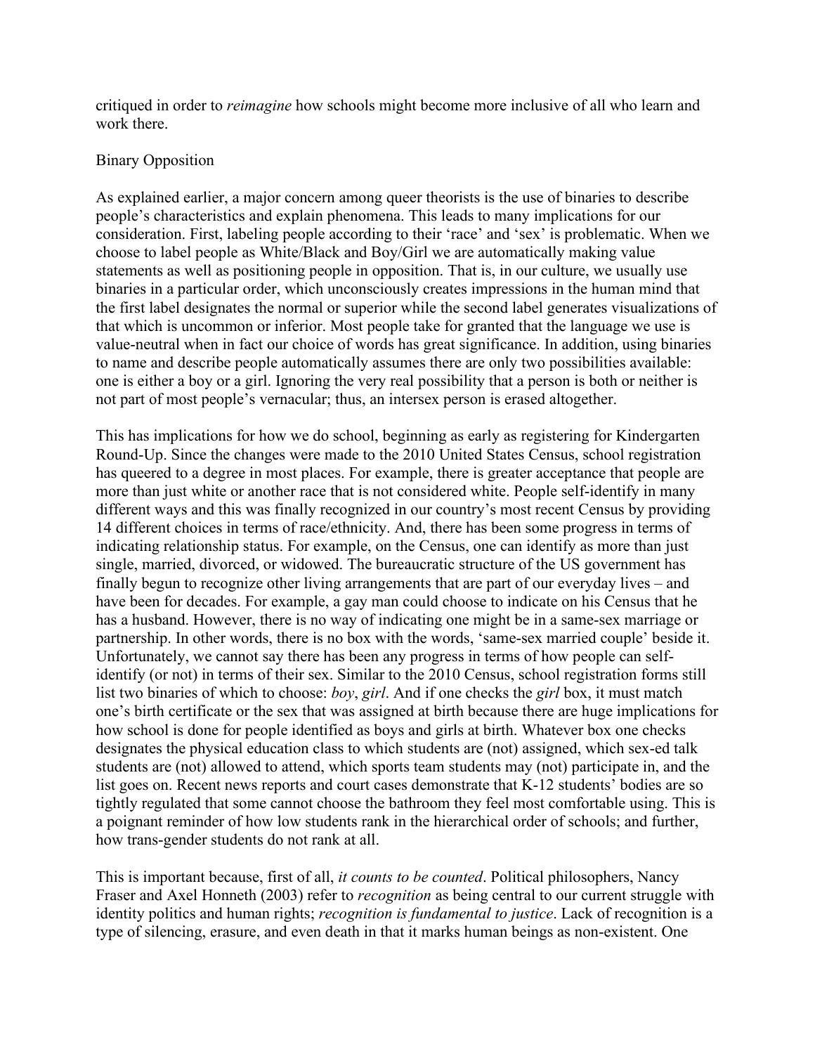critiqued in order to *reimagine* how schools might become more inclusive of all who learn and work there.

## Binary Opposition

As explained earlier, a major concern among queer theorists is the use of binaries to describe people's characteristics and explain phenomena. This leads to many implications for our consideration. First, labeling people according to their 'race' and 'sex' is problematic. When we choose to label people as White/Black and Boy/Girl we are automatically making value statements as well as positioning people in opposition. That is, in our culture, we usually use binaries in a particular order, which unconsciously creates impressions in the human mind that the first label designates the normal or superior while the second label generates visualizations of that which is uncommon or inferior. Most people take for granted that the language we use is value-neutral when in fact our choice of words has great significance. In addition, using binaries to name and describe people automatically assumes there are only two possibilities available: one is either a boy or a girl. Ignoring the very real possibility that a person is both or neither is not part of most people's vernacular; thus, an intersex person is erased altogether.

This has implications for how we do school, beginning as early as registering for Kindergarten Round-Up. Since the changes were made to the 2010 United States Census, school registration has queered to a degree in most places. For example, there is greater acceptance that people are more than just white or another race that is not considered white. People self-identify in many different ways and this was finally recognized in our country's most recent Census by providing 14 different choices in terms of race/ethnicity. And, there has been some progress in terms of indicating relationship status. For example, on the Census, one can identify as more than just single, married, divorced, or widowed. The bureaucratic structure of the US government has finally begun to recognize other living arrangements that are part of our everyday lives – and have been for decades. For example, a gay man could choose to indicate on his Census that he has a husband. However, there is no way of indicating one might be in a same-sex marriage or partnership. In other words, there is no box with the words, 'same-sex married couple' beside it. Unfortunately, we cannot say there has been any progress in terms of how people can self-identify (or not) in terms of their sex. Similar to the 2010 Census, school registration forms still list two binaries of which to choose: *boy*, *girl*. And if one checks the *girl* box, it must match one's birth certificate or the sex that was assigned at birth because there are huge implications for how school is done for people identified as boys and girls at birth. Whatever box one checks designates the physical education class to which students are (not) assigned, which sex-ed talk students are (not) allowed to attend, which sports team students may (not) participate in, and the list goes on. Recent news reports and court cases demonstrate that K-12 students' bodies are so tightly regulated that some cannot choose the bathroom they feel most comfortable using. This is a poignant reminder of how low students rank in the hierarchical order of schools; and further, how trans-gender students do not rank at all.

This is important because, first of all, *it counts to be counted*. Political philosophers, Nancy Fraser and Axel Honneth (2003) refer to *recognition* as being central to our current struggle with identity politics and human rights; *recognition is fundamental to justice*. Lack of recognition is a type of silencing, erasure, and even death in that it marks human beings as non-existent. One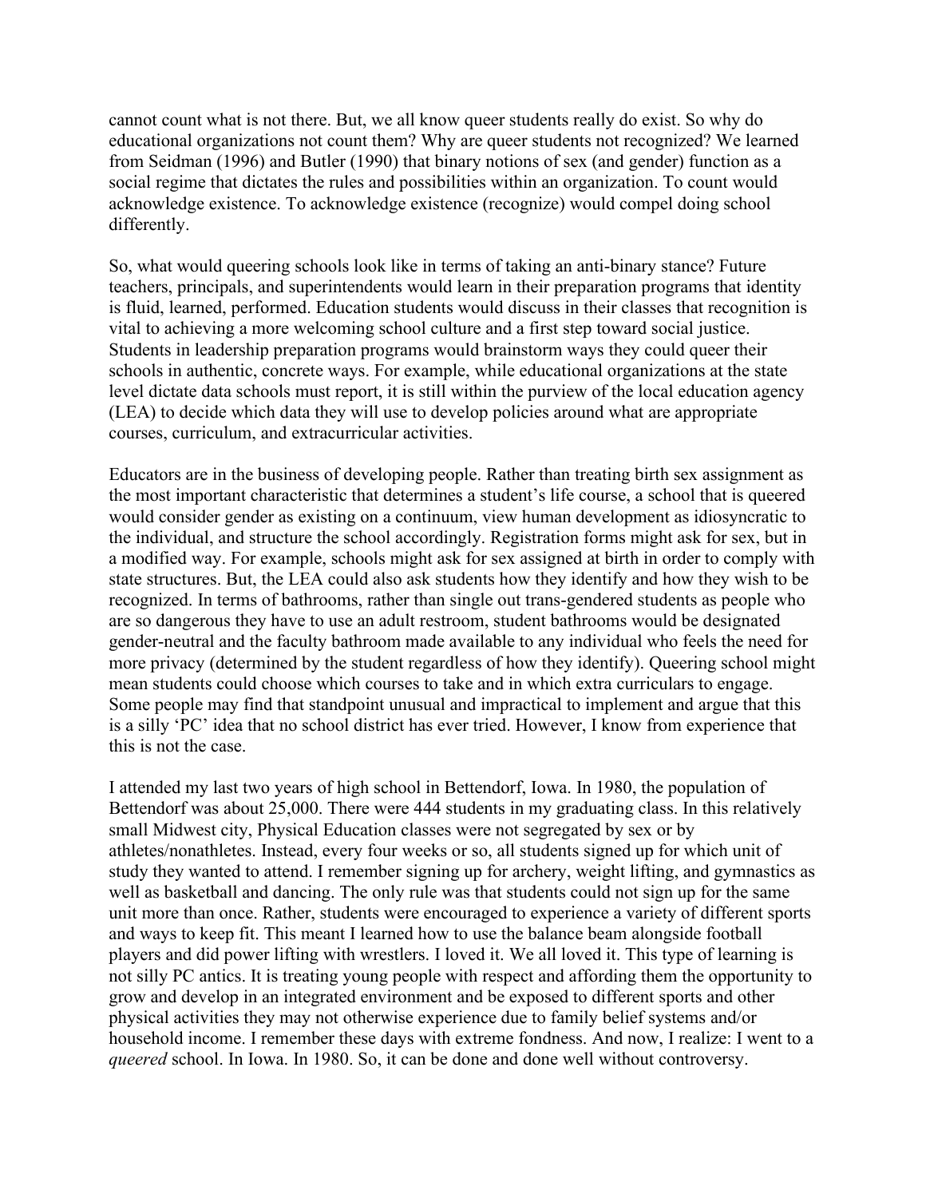cannot count what is not there. But, we all know queer students really do exist. So why do educational organizations not count them? Why are queer students not recognized? We learned from Seidman (1996) and Butler (1990) that binary notions of sex (and gender) function as a social regime that dictates the rules and possibilities within an organization. To count would acknowledge existence. To acknowledge existence (recognize) would compel doing school differently.

So, what would queering schools look like in terms of taking an anti-binary stance? Future teachers, principals, and superintendents would learn in their preparation programs that identity is fluid, learned, performed. Education students would discuss in their classes that recognition is vital to achieving a more welcoming school culture and a first step toward social justice. Students in leadership preparation programs would brainstorm ways they could queer their schools in authentic, concrete ways. For example, while educational organizations at the state level dictate data schools must report, it is still within the purview of the local education agency (LEA) to decide which data they will use to develop policies around what are appropriate courses, curriculum, and extracurricular activities.

Educators are in the business of developing people. Rather than treating birth sex assignment as the most important characteristic that determines a student's life course, a school that is queered would consider gender as existing on a continuum, view human development as idiosyncratic to the individual, and structure the school accordingly. Registration forms might ask for sex, but in a modified way. For example, schools might ask for sex assigned at birth in order to comply with state structures. But, the LEA could also ask students how they identify and how they wish to be recognized. In terms of bathrooms, rather than single out trans-gendered students as people who are so dangerous they have to use an adult restroom, student bathrooms would be designated gender-neutral and the faculty bathroom made available to any individual who feels the need for more privacy (determined by the student regardless of how they identify). Queering school might mean students could choose which courses to take and in which extra curriculars to engage. Some people may find that standpoint unusual and impractical to implement and argue that this is a silly 'PC' idea that no school district has ever tried. However, I know from experience that this is not the case.

I attended my last two years of high school in Bettendorf, Iowa. In 1980, the population of Bettendorf was about 25,000. There were 444 students in my graduating class. In this relatively small Midwest city, Physical Education classes were not segregated by sex or by athletes/nonathletes. Instead, every four weeks or so, all students signed up for which unit of study they wanted to attend. I remember signing up for archery, weight lifting, and gymnastics as well as basketball and dancing. The only rule was that students could not sign up for the same unit more than once. Rather, students were encouraged to experience a variety of different sports and ways to keep fit. This meant I learned how to use the balance beam alongside football players and did power lifting with wrestlers. I loved it. We all loved it. This type of learning is not silly PC antics. It is treating young people with respect and affording them the opportunity to grow and develop in an integrated environment and be exposed to different sports and other physical activities they may not otherwise experience due to family belief systems and/or household income. I remember these days with extreme fondness. And now, I realize: I went to a *queered* school. In Iowa. In 1980. So, it can be done and done well without controversy.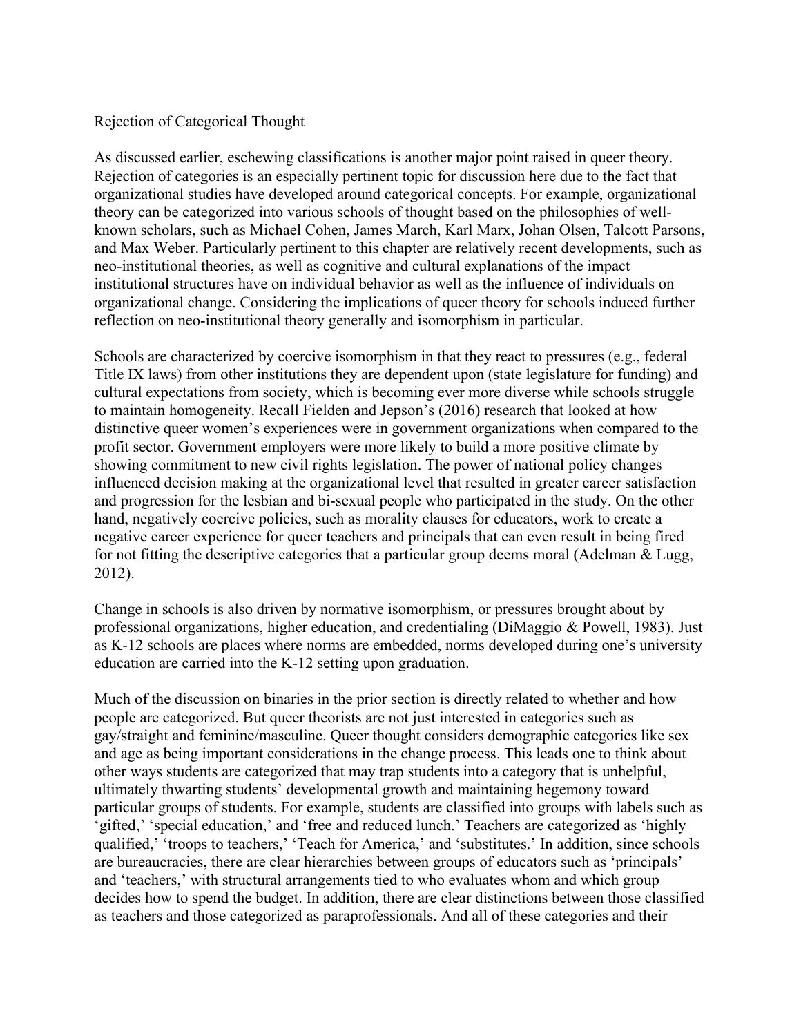## Rejection of Categorical Thought

As discussed earlier, eschewing classifications is another major point raised in queer theory. Rejection of categories is an especially pertinent topic for discussion here due to the fact that organizational studies have developed around categorical concepts. For example, organizational theory can be categorized into various schools of thought based on the philosophies of well-known scholars, such as Michael Cohen, James March, Karl Marx, Johan Olsen, Talcott Parsons, and Max Weber. Particularly pertinent to this chapter are relatively recent developments, such as neo-institutional theories, as well as cognitive and cultural explanations of the impact institutional structures have on individual behavior as well as the influence of individuals on organizational change. Considering the implications of queer theory for schools induced further reflection on neo-institutional theory generally and isomorphism in particular.

Schools are characterized by coercive isomorphism in that they react to pressures (e.g., federal Title IX laws) from other institutions they are dependent upon (state legislature for funding) and cultural expectations from society, which is becoming ever more diverse while schools struggle to maintain homogeneity. Recall Fielden and Jepson's (2016) research that looked at how distinctive queer women's experiences were in government organizations when compared to the profit sector. Government employers were more likely to build a more positive climate by showing commitment to new civil rights legislation. The power of national policy changes influenced decision making at the organizational level that resulted in greater career satisfaction and progression for the lesbian and bi-sexual people who participated in the study. On the other hand, negatively coercive policies, such as morality clauses for educators, work to create a negative career experience for queer teachers and principals that can even result in being fired for not fitting the descriptive categories that a particular group deems moral (Adelman & Lugg, 2012).

Change in schools is also driven by normative isomorphism, or pressures brought about by professional organizations, higher education, and credentialing (DiMaggio & Powell, 1983). Just as K-12 schools are places where norms are embedded, norms developed during one's university education are carried into the K-12 setting upon graduation.

Much of the discussion on binaries in the prior section is directly related to whether and how people are categorized. But queer theorists are not just interested in categories such as gay/straight and feminine/masculine. Queer thought considers demographic categories like sex and age as being important considerations in the change process. This leads one to think about other ways students are categorized that may trap students into a category that is unhelpful, ultimately thwarting students' developmental growth and maintaining hegemony toward particular groups of students. For example, students are classified into groups with labels such as 'gifted,' 'special education,' and 'free and reduced lunch.' Teachers are categorized as 'highly qualified,' 'troops to teachers,' 'Teach for America,' and 'substitutes.' In addition, since schools are bureaucracies, there are clear hierarchies between groups of educators such as 'principals' and 'teachers,' with structural arrangements tied to who evaluates whom and which group decides how to spend the budget. In addition, there are clear distinctions between those classified as teachers and those categorized as paraprofessionals. And all of these categories and their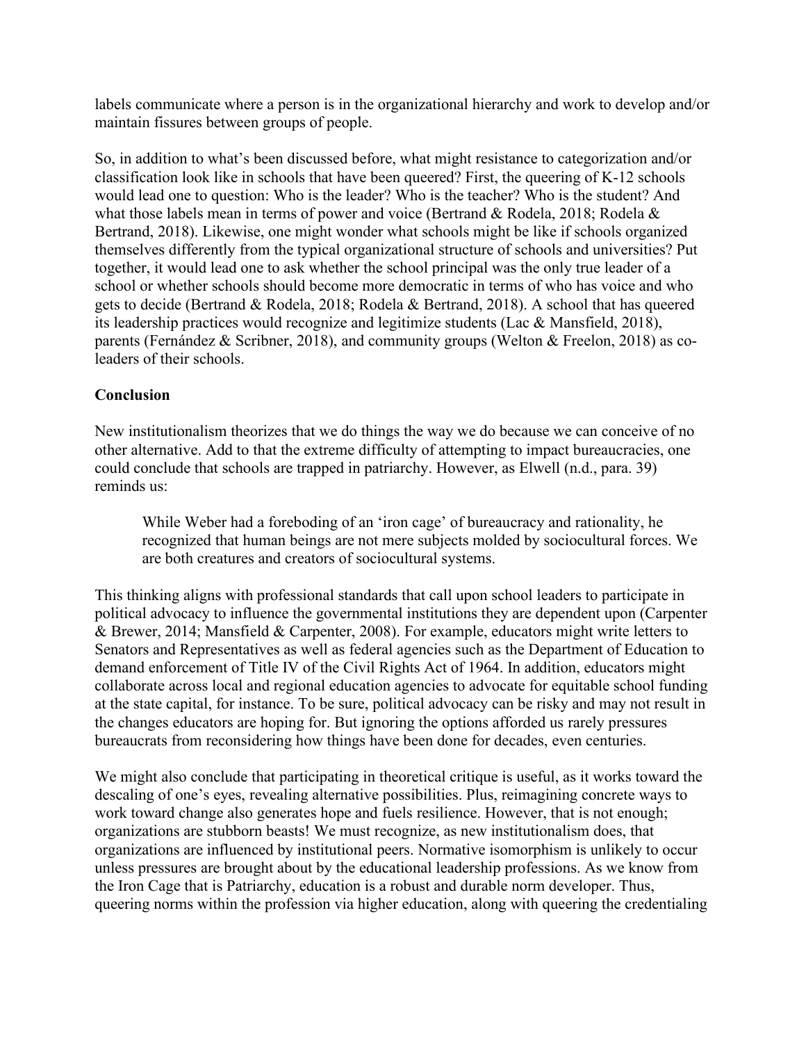labels communicate where a person is in the organizational hierarchy and work to develop and/or maintain fissures between groups of people.

So, in addition to what's been discussed before, what might resistance to categorization and/or classification look like in schools that have been queered? First, the queering of K-12 schools would lead one to question: Who is the leader? Who is the teacher? Who is the student? And what those labels mean in terms of power and voice (Bertrand & Rodela, 2018; Rodela & Bertrand, 2018). Likewise, one might wonder what schools might be like if schools organized themselves differently from the typical organizational structure of schools and universities? Put together, it would lead one to ask whether the school principal was the only true leader of a school or whether schools should become more democratic in terms of who has voice and who gets to decide (Bertrand & Rodela, 2018; Rodela & Bertrand, 2018). A school that has queered its leadership practices would recognize and legitimize students (Lac & Mansfield, 2018), parents (Fernández & Scribner, 2018), and community groups (Welton & Freelon, 2018) as co-leaders of their schools.

**Conclusion**

New institutionalism theorizes that we do things the way we do because we can conceive of no other alternative. Add to that the extreme difficulty of attempting to impact bureaucracies, one could conclude that schools are trapped in patriarchy. However, as Elwell (n.d., para. 39) reminds us:

> While Weber had a foreboding of an 'iron cage' of bureaucracy and rationality, he recognized that human beings are not mere subjects molded by sociocultural forces. We are both creatures and creators of sociocultural systems.

This thinking aligns with professional standards that call upon school leaders to participate in political advocacy to influence the governmental institutions they are dependent upon (Carpenter & Brewer, 2014; Mansfield & Carpenter, 2008). For example, educators might write letters to Senators and Representatives as well as federal agencies such as the Department of Education to demand enforcement of Title IV of the Civil Rights Act of 1964. In addition, educators might collaborate across local and regional education agencies to advocate for equitable school funding at the state capital, for instance. To be sure, political advocacy can be risky and may not result in the changes educators are hoping for. But ignoring the options afforded us rarely pressures bureaucrats from reconsidering how things have been done for decades, even centuries.

We might also conclude that participating in theoretical critique is useful, as it works toward the descaling of one's eyes, revealing alternative possibilities. Plus, reimagining concrete ways to work toward change also generates hope and fuels resilience. However, that is not enough; organizations are stubborn beasts! We must recognize, as new institutionalism does, that organizations are influenced by institutional peers. Normative isomorphism is unlikely to occur unless pressures are brought about by the educational leadership professions. As we know from the Iron Cage that is Patriarchy, education is a robust and durable norm developer. Thus, queering norms within the profession via higher education, along with queering the credentialing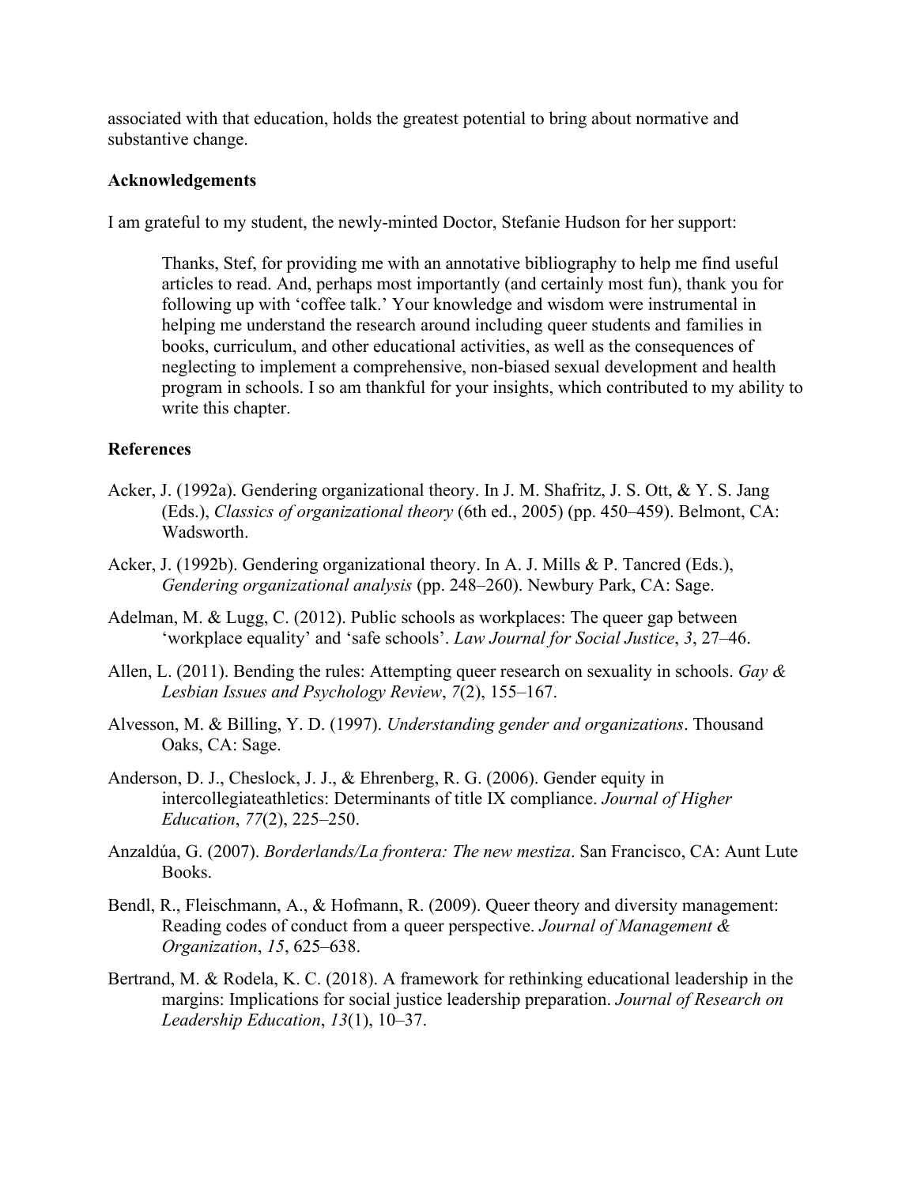associated with that education, holds the greatest potential to bring about normative and substantive change.

## Acknowledgements

I am grateful to my student, the newly-minted Doctor, Stefanie Hudson for her support:

> Thanks, Stef, for providing me with an annotative bibliography to help me find useful articles to read. And, perhaps most importantly (and certainly most fun), thank you for following up with 'coffee talk.' Your knowledge and wisdom were instrumental in helping me understand the research around including queer students and families in books, curriculum, and other educational activities, as well as the consequences of neglecting to implement a comprehensive, non-biased sexual development and health program in schools. I so am thankful for your insights, which contributed to my ability to write this chapter.

## References

Acker, J. (1992a). Gendering organizational theory. In J. M. Shafritz, J. S. Ott, & Y. S. Jang (Eds.), *Classics of organizational theory* (6th ed., 2005) (pp. 450–459). Belmont, CA: Wadsworth.

Acker, J. (1992b). Gendering organizational theory. In A. J. Mills & P. Tancred (Eds.), *Gendering organizational analysis* (pp. 248–260). Newbury Park, CA: Sage.

Adelman, M. & Lugg, C. (2012). Public schools as workplaces: The queer gap between 'workplace equality' and 'safe schools'. *Law Journal for Social Justice*, *3*, 27–46.

Allen, L. (2011). Bending the rules: Attempting queer research on sexuality in schools. *Gay & Lesbian Issues and Psychology Review*, *7*(2), 155–167.

Alvesson, M. & Billing, Y. D. (1997). *Understanding gender and organizations*. Thousand Oaks, CA: Sage.

Anderson, D. J., Cheslock, J. J., & Ehrenberg, R. G. (2006). Gender equity in intercollegiateathletics: Determinants of title IX compliance. *Journal of Higher Education*, *77*(2), 225–250.

Anzaldúa, G. (2007). *Borderlands/La frontera: The new mestiza*. San Francisco, CA: Aunt Lute Books.

Bendl, R., Fleischmann, A., & Hofmann, R. (2009). Queer theory and diversity management: Reading codes of conduct from a queer perspective. *Journal of Management & Organization*, *15*, 625–638.

Bertrand, M. & Rodela, K. C. (2018). A framework for rethinking educational leadership in the margins: Implications for social justice leadership preparation. *Journal of Research on Leadership Education*, *13*(1), 10–37.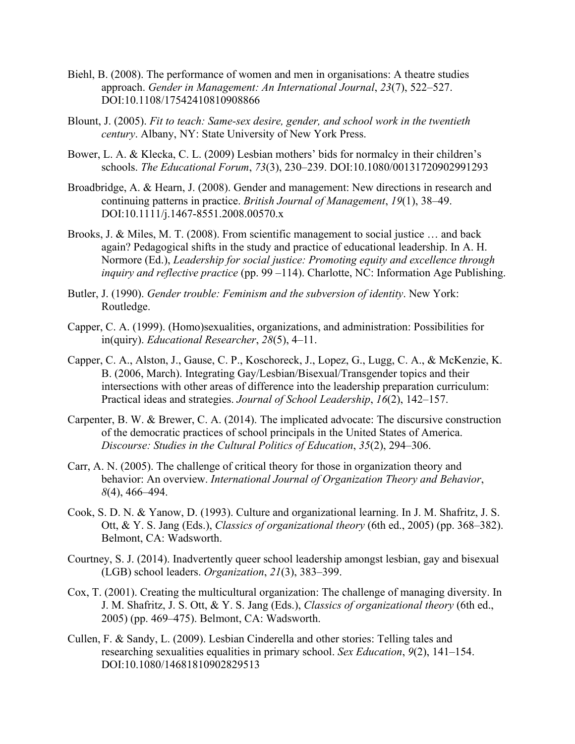Biehl, B. (2008). The performance of women and men in organisations: A theatre studies approach. *Gender in Management: An International Journal*, *23*(7), 522–527. DOI:10.1108/17542410810908866

Blount, J. (2005). *Fit to teach: Same-sex desire, gender, and school work in the twentieth century*. Albany, NY: State University of New York Press.

Bower, L. A. & Klecka, C. L. (2009) Lesbian mothers' bids for normalcy in their children's schools. *The Educational Forum*, *73*(3), 230–239. DOI:10.1080/00131720902991293

Broadbridge, A. & Hearn, J. (2008). Gender and management: New directions in research and continuing patterns in practice. *British Journal of Management*, *19*(1), 38–49. DOI:10.1111/j.1467-8551.2008.00570.x

Brooks, J. & Miles, M. T. (2008). From scientific management to social justice … and back again? Pedagogical shifts in the study and practice of educational leadership. In A. H. Normore (Ed.), *Leadership for social justice: Promoting equity and excellence through inquiry and reflective practice* (pp. 99 –114). Charlotte, NC: Information Age Publishing.

Butler, J. (1990). *Gender trouble: Feminism and the subversion of identity*. New York: Routledge.

Capper, C. A. (1999). (Homo)sexualities, organizations, and administration: Possibilities for in(quiry). *Educational Researcher*, *28*(5), 4–11.

Capper, C. A., Alston, J., Gause, C. P., Koschoreck, J., Lopez, G., Lugg, C. A., & McKenzie, K. B. (2006, March). Integrating Gay/Lesbian/Bisexual/Transgender topics and their intersections with other areas of difference into the leadership preparation curriculum: Practical ideas and strategies. *Journal of School Leadership*, *16*(2), 142–157.

Carpenter, B. W. & Brewer, C. A. (2014). The implicated advocate: The discursive construction of the democratic practices of school principals in the United States of America. *Discourse: Studies in the Cultural Politics of Education*, *35*(2), 294–306.

Carr, A. N. (2005). The challenge of critical theory for those in organization theory and behavior: An overview. *International Journal of Organization Theory and Behavior*, *8*(4), 466–494.

Cook, S. D. N. & Yanow, D. (1993). Culture and organizational learning. In J. M. Shafritz, J. S. Ott, & Y. S. Jang (Eds.), *Classics of organizational theory* (6th ed., 2005) (pp. 368–382). Belmont, CA: Wadsworth.

Courtney, S. J. (2014). Inadvertently queer school leadership amongst lesbian, gay and bisexual (LGB) school leaders. *Organization*, *21*(3), 383–399.

Cox, T. (2001). Creating the multicultural organization: The challenge of managing diversity. In J. M. Shafritz, J. S. Ott, & Y. S. Jang (Eds.), *Classics of organizational theory* (6th ed., 2005) (pp. 469–475). Belmont, CA: Wadsworth.

Cullen, F. & Sandy, L. (2009). Lesbian Cinderella and other stories: Telling tales and researching sexualities equalities in primary school. *Sex Education*, *9*(2), 141–154. DOI:10.1080/14681810902829513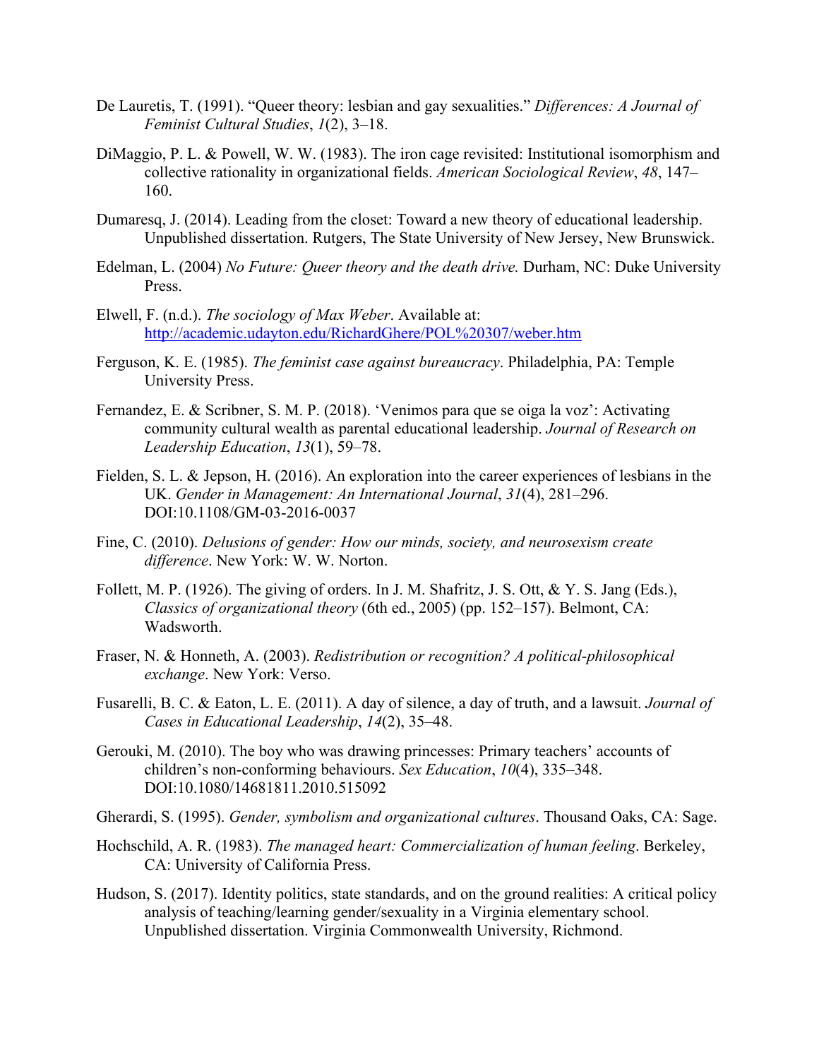De Lauretis, T. (1991). "Queer theory: lesbian and gay sexualities." *Differences: A Journal of Feminist Cultural Studies*, *1*(2), 3–18.

DiMaggio, P. L. & Powell, W. W. (1983). The iron cage revisited: Institutional isomorphism and collective rationality in organizational fields. *American Sociological Review*, *48*, 147–160.

Dumaresq, J. (2014). Leading from the closet: Toward a new theory of educational leadership. Unpublished dissertation. Rutgers, The State University of New Jersey, New Brunswick.

Edelman, L. (2004) *No Future: Queer theory and the death drive.* Durham, NC: Duke University Press.

Elwell, F. (n.d.). *The sociology of Max Weber*. Available at: http://academic.udayton.edu/RichardGhere/POL%20307/weber.htm

Ferguson, K. E. (1985). *The feminist case against bureaucracy*. Philadelphia, PA: Temple University Press.

Fernandez, E. & Scribner, S. M. P. (2018). 'Venimos para que se oiga la voz': Activating community cultural wealth as parental educational leadership. *Journal of Research on Leadership Education*, *13*(1), 59–78.

Fielden, S. L. & Jepson, H. (2016). An exploration into the career experiences of lesbians in the UK. *Gender in Management: An International Journal*, *31*(4), 281–296. DOI:10.1108/GM-03-2016-0037

Fine, C. (2010). *Delusions of gender: How our minds, society, and neurosexism create difference*. New York: W. W. Norton.

Follett, M. P. (1926). The giving of orders. In J. M. Shafritz, J. S. Ott, & Y. S. Jang (Eds.), *Classics of organizational theory* (6th ed., 2005) (pp. 152–157). Belmont, CA: Wadsworth.

Fraser, N. & Honneth, A. (2003). *Redistribution or recognition? A political-philosophical exchange*. New York: Verso.

Fusarelli, B. C. & Eaton, L. E. (2011). A day of silence, a day of truth, and a lawsuit. *Journal of Cases in Educational Leadership*, *14*(2), 35–48.

Gerouki, M. (2010). The boy who was drawing princesses: Primary teachers' accounts of children's non-conforming behaviours. *Sex Education*, *10*(4), 335–348. DOI:10.1080/14681811.2010.515092

Gherardi, S. (1995). *Gender, symbolism and organizational cultures*. Thousand Oaks, CA: Sage.

Hochschild, A. R. (1983). *The managed heart: Commercialization of human feeling*. Berkeley, CA: University of California Press.

Hudson, S. (2017). Identity politics, state standards, and on the ground realities: A critical policy analysis of teaching/learning gender/sexuality in a Virginia elementary school. Unpublished dissertation. Virginia Commonwealth University, Richmond.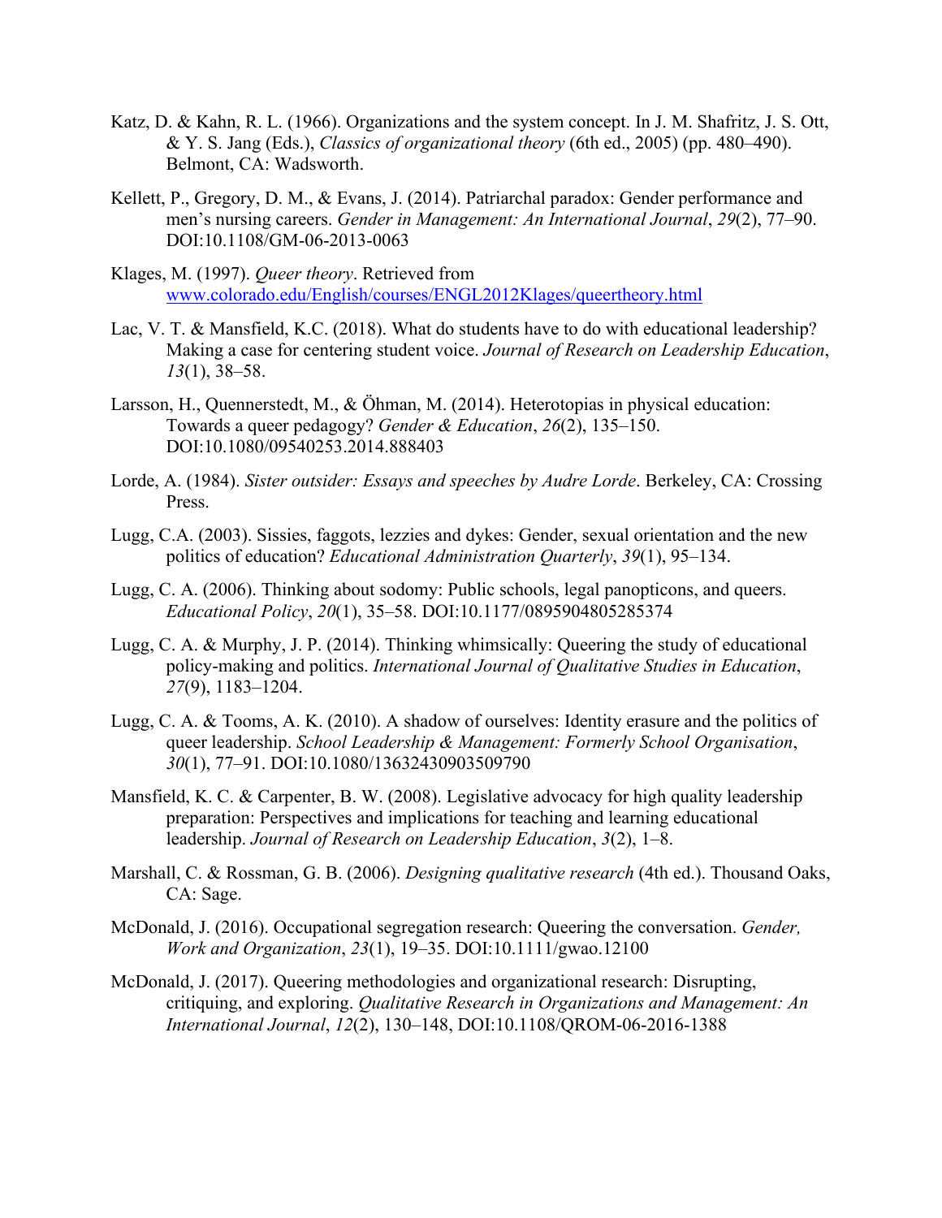Katz, D. & Kahn, R. L. (1966). Organizations and the system concept. In J. M. Shafritz, J. S. Ott, & Y. S. Jang (Eds.), *Classics of organizational theory* (6th ed., 2005) (pp. 480–490). Belmont, CA: Wadsworth.

Kellett, P., Gregory, D. M., & Evans, J. (2014). Patriarchal paradox: Gender performance and men's nursing careers. *Gender in Management: An International Journal*, *29*(2), 77–90. DOI:10.1108/GM-06-2013-0063

Klages, M. (1997). *Queer theory*. Retrieved from www.colorado.edu/English/courses/ENGL2012Klages/queertheory.html

Lac, V. T. & Mansfield, K.C. (2018). What do students have to do with educational leadership? Making a case for centering student voice. *Journal of Research on Leadership Education*, *13*(1), 38–58.

Larsson, H., Quennerstedt, M., & Öhman, M. (2014). Heterotopias in physical education: Towards a queer pedagogy? *Gender & Education*, *26*(2), 135–150. DOI:10.1080/09540253.2014.888403

Lorde, A. (1984). *Sister outsider: Essays and speeches by Audre Lorde*. Berkeley, CA: Crossing Press.

Lugg, C.A. (2003). Sissies, faggots, lezzies and dykes: Gender, sexual orientation and the new politics of education? *Educational Administration Quarterly*, *39*(1), 95–134.

Lugg, C. A. (2006). Thinking about sodomy: Public schools, legal panopticons, and queers. *Educational Policy*, *20*(1), 35–58. DOI:10.1177/0895904805285374

Lugg, C. A. & Murphy, J. P. (2014). Thinking whimsically: Queering the study of educational policy-making and politics. *International Journal of Qualitative Studies in Education*, *27*(9), 1183–1204.

Lugg, C. A. & Tooms, A. K. (2010). A shadow of ourselves: Identity erasure and the politics of queer leadership. *School Leadership & Management: Formerly School Organisation*, *30*(1), 77–91. DOI:10.1080/13632430903509790

Mansfield, K. C. & Carpenter, B. W. (2008). Legislative advocacy for high quality leadership preparation: Perspectives and implications for teaching and learning educational leadership. *Journal of Research on Leadership Education*, *3*(2), 1–8.

Marshall, C. & Rossman, G. B. (2006). *Designing qualitative research* (4th ed.). Thousand Oaks, CA: Sage.

McDonald, J. (2016). Occupational segregation research: Queering the conversation. *Gender, Work and Organization*, *23*(1), 19–35. DOI:10.1111/gwao.12100

McDonald, J. (2017). Queering methodologies and organizational research: Disrupting, critiquing, and exploring. *Qualitative Research in Organizations and Management: An International Journal*, *12*(2), 130–148, DOI:10.1108/QROM-06-2016-1388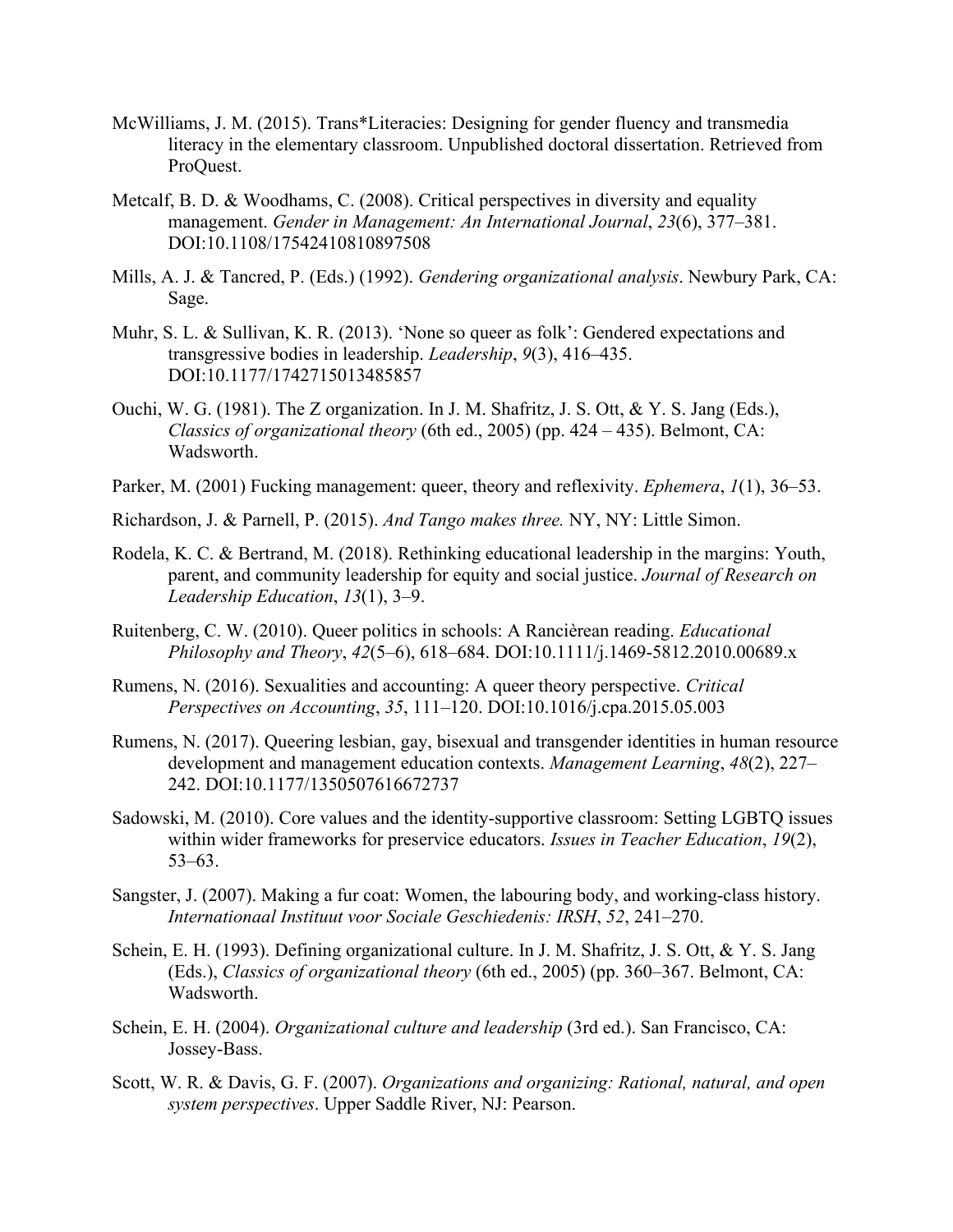McWilliams, J. M. (2015). Trans*Literacies: Designing for gender fluency and transmedia literacy in the elementary classroom. Unpublished doctoral dissertation. Retrieved from ProQuest.

Metcalf, B. D. & Woodhams, C. (2008). Critical perspectives in diversity and equality management. *Gender in Management: An International Journal*, *23*(6), 377–381. DOI:10.1108/17542410810897508

Mills, A. J. & Tancred, P. (Eds.) (1992). *Gendering organizational analysis*. Newbury Park, CA: Sage.

Muhr, S. L. & Sullivan, K. R. (2013). 'None so queer as folk': Gendered expectations and transgressive bodies in leadership. *Leadership*, *9*(3), 416–435. DOI:10.1177/1742715013485857

Ouchi, W. G. (1981). The Z organization. In J. M. Shafritz, J. S. Ott, & Y. S. Jang (Eds.), *Classics of organizational theory* (6th ed., 2005) (pp. 424 – 435). Belmont, CA: Wadsworth.

Parker, M. (2001) Fucking management: queer, theory and reflexivity. *Ephemera*, *1*(1), 36–53.

Richardson, J. & Parnell, P. (2015). *And Tango makes three.* NY, NY: Little Simon.

Rodela, K. C. & Bertrand, M. (2018). Rethinking educational leadership in the margins: Youth, parent, and community leadership for equity and social justice. *Journal of Research on Leadership Education*, *13*(1), 3–9.

Ruitenberg, C. W. (2010). Queer politics in schools: A Rancièrean reading. *Educational Philosophy and Theory*, *42*(5–6), 618–684. DOI:10.1111/j.1469-5812.2010.00689.x

Rumens, N. (2016). Sexualities and accounting: A queer theory perspective. *Critical Perspectives on Accounting*, *35*, 111–120. DOI:10.1016/j.cpa.2015.05.003

Rumens, N. (2017). Queering lesbian, gay, bisexual and transgender identities in human resource development and management education contexts. *Management Learning*, *48*(2), 227–242. DOI:10.1177/1350507616672737

Sadowski, M. (2010). Core values and the identity-supportive classroom: Setting LGBTQ issues within wider frameworks for preservice educators. *Issues in Teacher Education*, *19*(2), 53–63.

Sangster, J. (2007). Making a fur coat: Women, the labouring body, and working-class history. *Internationaal Instituut voor Sociale Geschiedenis: IRSH*, *52*, 241–270.

Schein, E. H. (1993). Defining organizational culture. In J. M. Shafritz, J. S. Ott, & Y. S. Jang (Eds.), *Classics of organizational theory* (6th ed., 2005) (pp. 360–367. Belmont, CA: Wadsworth.

Schein, E. H. (2004). *Organizational culture and leadership* (3rd ed.). San Francisco, CA: Jossey-Bass.

Scott, W. R. & Davis, G. F. (2007). *Organizations and organizing: Rational, natural, and open system perspectives*. Upper Saddle River, NJ: Pearson.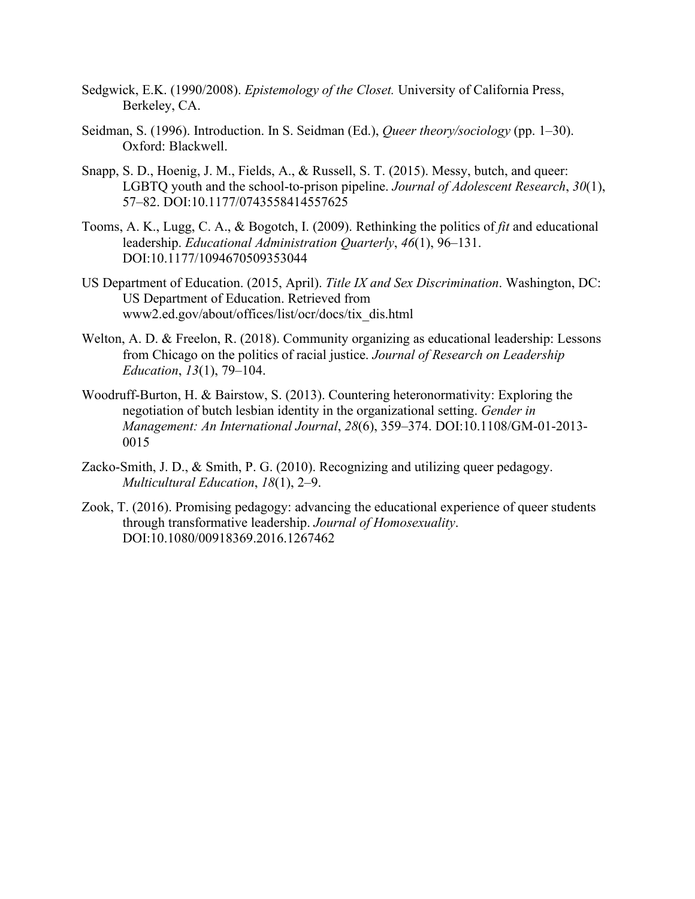Sedgwick, E.K. (1990/2008). *Epistemology of the Closet.* University of California Press, Berkeley, CA.

Seidman, S. (1996). Introduction. In S. Seidman (Ed.), *Queer theory/sociology* (pp. 1–30). Oxford: Blackwell.

Snapp, S. D., Hoenig, J. M., Fields, A., & Russell, S. T. (2015). Messy, butch, and queer: LGBTQ youth and the school-to-prison pipeline. *Journal of Adolescent Research*, *30*(1), 57–82. DOI:10.1177/0743558414557625

Tooms, A. K., Lugg, C. A., & Bogotch, I. (2009). Rethinking the politics of *fit* and educational leadership. *Educational Administration Quarterly*, *46*(1), 96–131. DOI:10.1177/1094670509353044

US Department of Education. (2015, April). *Title IX and Sex Discrimination*. Washington, DC: US Department of Education. Retrieved from www2.ed.gov/about/offices/list/ocr/docs/tix_dis.html

Welton, A. D. & Freelon, R. (2018). Community organizing as educational leadership: Lessons from Chicago on the politics of racial justice. *Journal of Research on Leadership Education*, *13*(1), 79–104.

Woodruff-Burton, H. & Bairstow, S. (2013). Countering heteronormativity: Exploring the negotiation of butch lesbian identity in the organizational setting. *Gender in Management: An International Journal*, *28*(6), 359–374. DOI:10.1108/GM-01-2013-0015

Zacko-Smith, J. D., & Smith, P. G. (2010). Recognizing and utilizing queer pedagogy. *Multicultural Education*, *18*(1), 2–9.

Zook, T. (2016). Promising pedagogy: advancing the educational experience of queer students through transformative leadership. *Journal of Homosexuality*. DOI:10.1080/00918369.2016.1267462